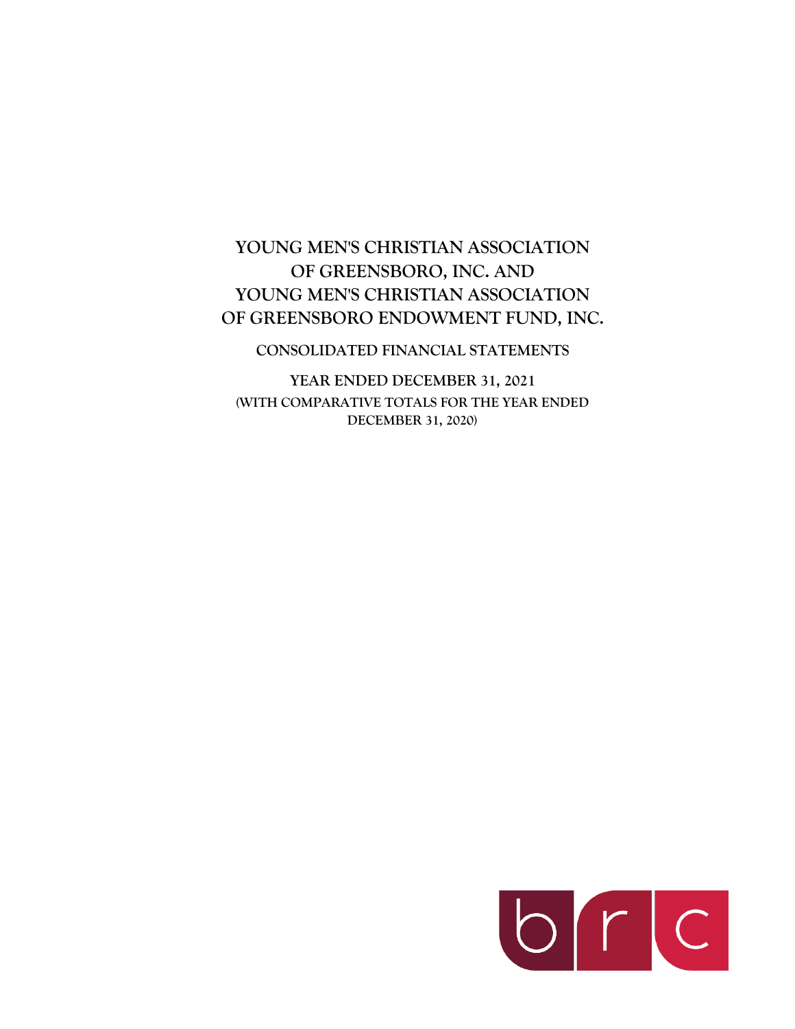# YOUNG MEN'S CHRISTIAN ASSOCIATION OF GREENSBORO, INC. AND YOUNG MEN'S CHRISTIAN ASSOCIATION OF GREENSBORO ENDOWMENT FUND, INC.

## CONSOLIDATED FINANCIAL STATEMENTS

### YEAR ENDED DECEMBER 31, 2021

**(WITH COMPARATIVE TOTALS FOR THE YEAR ENDED DECEMBER 31, 2020)**

brc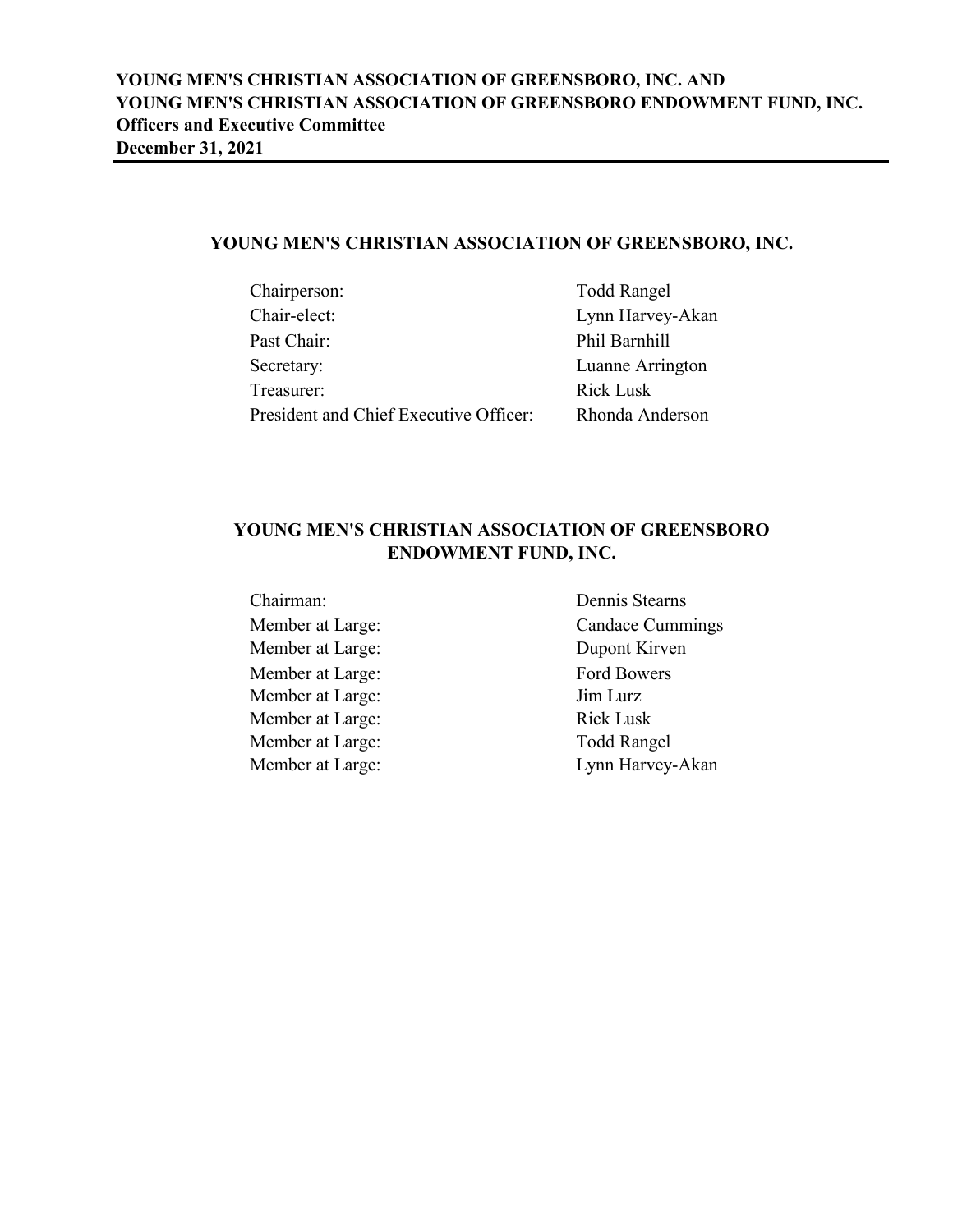**YOUNG MEN'S CHRISTIAN ASSOCIATION OF GREENSBORO, INC. AND**
**YOUNG MEN'S CHRISTIAN ASSOCIATION OF GREENSBORO ENDOWMENT FUND, INC.**
**Officers and Executive Committee**
**December 31, 2021**

## YOUNG MEN'S CHRISTIAN ASSOCIATION OF GREENSBORO, INC.

| | |
|---|---|
| Chairperson: | Todd Rangel |
| Chair-elect: | Lynn Harvey-Akan |
| Past Chair: | Phil Barnhill |
| Secretary: | Luanne Arrington |
| Treasurer: | Rick Lusk |
| President and Chief Executive Officer: | Rhonda Anderson |

## YOUNG MEN'S CHRISTIAN ASSOCIATION OF GREENSBORO ENDOWMENT FUND, INC.

| | |
|---|---|
| Chairman: | Dennis Stearns |
| Member at Large: | Candace Cummings |
| Member at Large: | Dupont Kirven |
| Member at Large: | Ford Bowers |
| Member at Large: | Jim Lurz |
| Member at Large: | Rick Lusk |
| Member at Large: | Todd Rangel |
| Member at Large: | Lynn Harvey-Akan |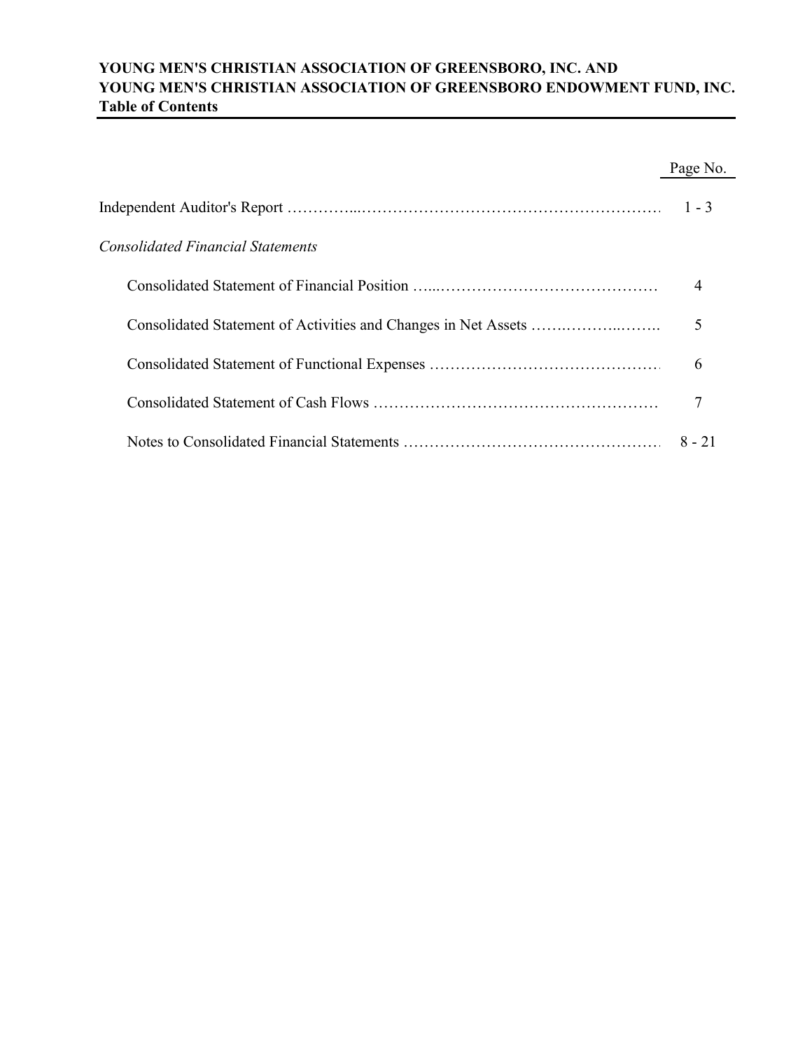**YOUNG MEN'S CHRISTIAN ASSOCIATION OF GREENSBORO, INC. AND**
**YOUNG MEN'S CHRISTIAN ASSOCIATION OF GREENSBORO ENDOWMENT FUND, INC.**
**Table of Contents**

| | Page No. |
|---|---|
| Independent Auditor's Report | 1 - 3 |
| *Consolidated Financial Statements* | |
| Consolidated Statement of Financial Position | 4 |
| Consolidated Statement of Activities and Changes in Net Assets | 5 |
| Consolidated Statement of Functional Expenses | 6 |
| Consolidated Statement of Cash Flows | 7 |
| Notes to Consolidated Financial Statements | 8 - 21 |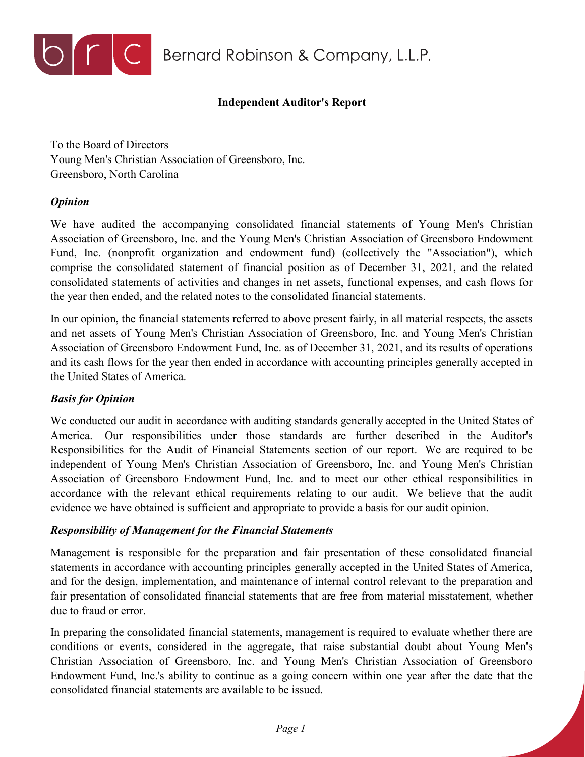Bernard Robinson & Company, L.L.P.

# Independent Auditor's Report

To the Board of Directors
Young Men's Christian Association of Greensboro, Inc.
Greensboro, North Carolina

### *Opinion*

We have audited the accompanying consolidated financial statements of Young Men's Christian Association of Greensboro, Inc. and the Young Men's Christian Association of Greensboro Endowment Fund, Inc. (nonprofit organization and endowment fund) (collectively the "Association"), which comprise the consolidated statement of financial position as of December 31, 2021, and the related consolidated statements of activities and changes in net assets, functional expenses, and cash flows for the year then ended, and the related notes to the consolidated financial statements.

In our opinion, the financial statements referred to above present fairly, in all material respects, the assets and net assets of Young Men's Christian Association of Greensboro, Inc. and Young Men's Christian Association of Greensboro Endowment Fund, Inc. as of December 31, 2021, and its results of operations and its cash flows for the year then ended in accordance with accounting principles generally accepted in the United States of America.

### *Basis for Opinion*

We conducted our audit in accordance with auditing standards generally accepted in the United States of America. Our responsibilities under those standards are further described in the Auditor's Responsibilities for the Audit of Financial Statements section of our report. We are required to be independent of Young Men's Christian Association of Greensboro, Inc. and Young Men's Christian Association of Greensboro Endowment Fund, Inc. and to meet our other ethical responsibilities in accordance with the relevant ethical requirements relating to our audit. We believe that the audit evidence we have obtained is sufficient and appropriate to provide a basis for our audit opinion.

### *Responsibility of Management for the Financial Statements*

Management is responsible for the preparation and fair presentation of these consolidated financial statements in accordance with accounting principles generally accepted in the United States of America, and for the design, implementation, and maintenance of internal control relevant to the preparation and fair presentation of consolidated financial statements that are free from material misstatement, whether due to fraud or error.

In preparing the consolidated financial statements, management is required to evaluate whether there are conditions or events, considered in the aggregate, that raise substantial doubt about Young Men's Christian Association of Greensboro, Inc. and Young Men's Christian Association of Greensboro Endowment Fund, Inc.'s ability to continue as a going concern within one year after the date that the consolidated financial statements are available to be issued.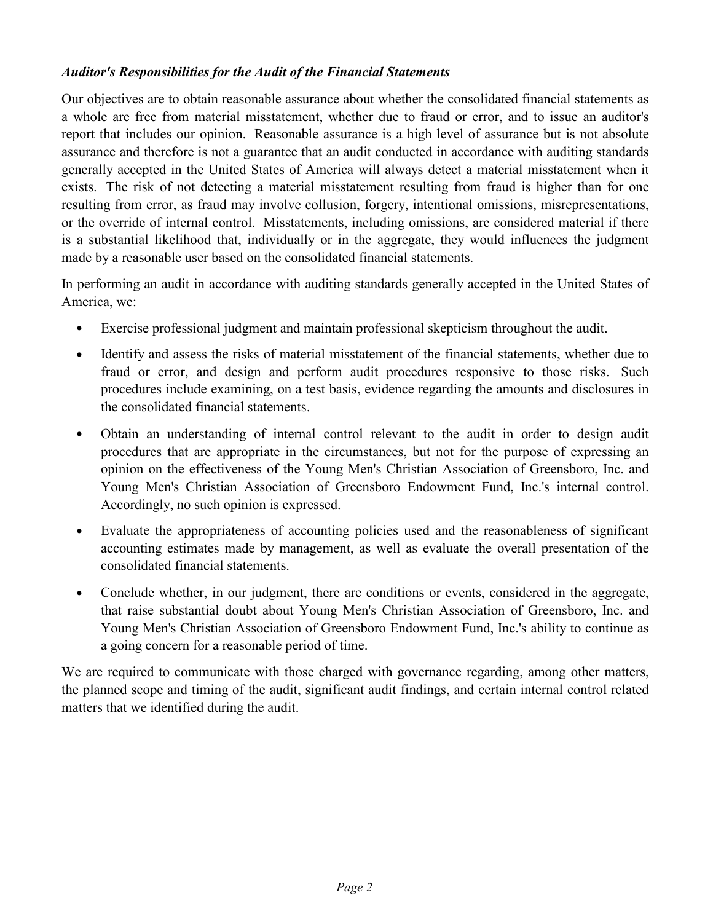### *Auditor's Responsibilities for the Audit of the Financial Statements*

Our objectives are to obtain reasonable assurance about whether the consolidated financial statements as a whole are free from material misstatement, whether due to fraud or error, and to issue an auditor's report that includes our opinion. Reasonable assurance is a high level of assurance but is not absolute assurance and therefore is not a guarantee that an audit conducted in accordance with auditing standards generally accepted in the United States of America will always detect a material misstatement when it exists. The risk of not detecting a material misstatement resulting from fraud is higher than for one resulting from error, as fraud may involve collusion, forgery, intentional omissions, misrepresentations, or the override of internal control. Misstatements, including omissions, are considered material if there is a substantial likelihood that, individually or in the aggregate, they would influences the judgment made by a reasonable user based on the consolidated financial statements.

In performing an audit in accordance with auditing standards generally accepted in the United States of America, we:

- Exercise professional judgment and maintain professional skepticism throughout the audit.
- Identify and assess the risks of material misstatement of the financial statements, whether due to fraud or error, and design and perform audit procedures responsive to those risks. Such procedures include examining, on a test basis, evidence regarding the amounts and disclosures in the consolidated financial statements.
- Obtain an understanding of internal control relevant to the audit in order to design audit procedures that are appropriate in the circumstances, but not for the purpose of expressing an opinion on the effectiveness of the Young Men's Christian Association of Greensboro, Inc. and Young Men's Christian Association of Greensboro Endowment Fund, Inc.'s internal control. Accordingly, no such opinion is expressed.
- Evaluate the appropriateness of accounting policies used and the reasonableness of significant accounting estimates made by management, as well as evaluate the overall presentation of the consolidated financial statements.
- Conclude whether, in our judgment, there are conditions or events, considered in the aggregate, that raise substantial doubt about Young Men's Christian Association of Greensboro, Inc. and Young Men's Christian Association of Greensboro Endowment Fund, Inc.'s ability to continue as a going concern for a reasonable period of time.

We are required to communicate with those charged with governance regarding, among other matters, the planned scope and timing of the audit, significant audit findings, and certain internal control related matters that we identified during the audit.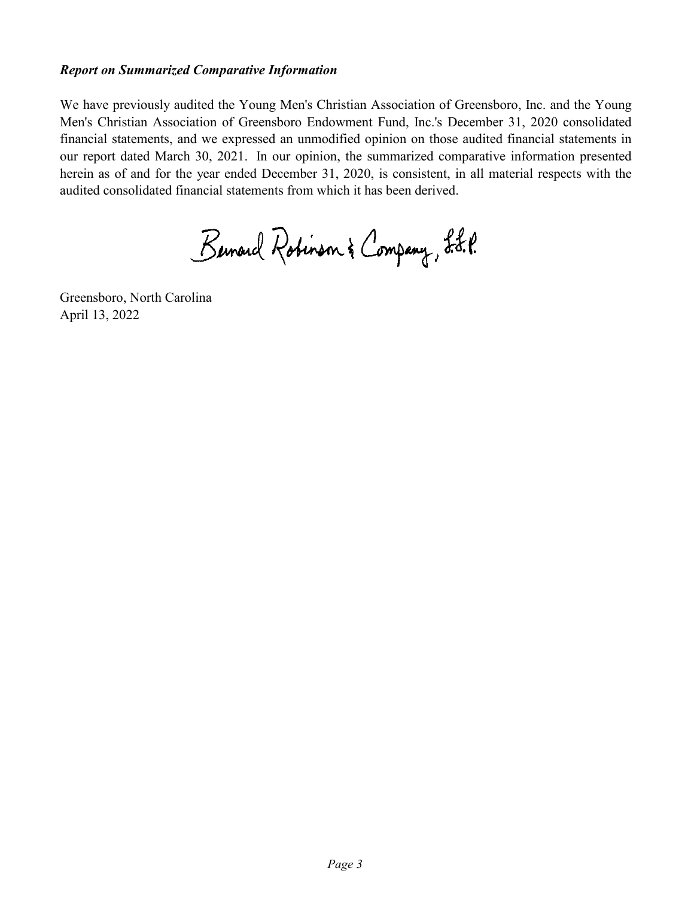***Report on Summarized Comparative Information***

We have previously audited the Young Men's Christian Association of Greensboro, Inc. and the Young Men's Christian Association of Greensboro Endowment Fund, Inc.'s December 31, 2020 consolidated financial statements, and we expressed an unmodified opinion on those audited financial statements in our report dated March 30, 2021. In our opinion, the summarized comparative information presented herein as of and for the year ended December 31, 2020, is consistent, in all material respects with the audited consolidated financial statements from which it has been derived.

Bernard Robinson & Company, L.L.P.

Greensboro, North Carolina
April 13, 2022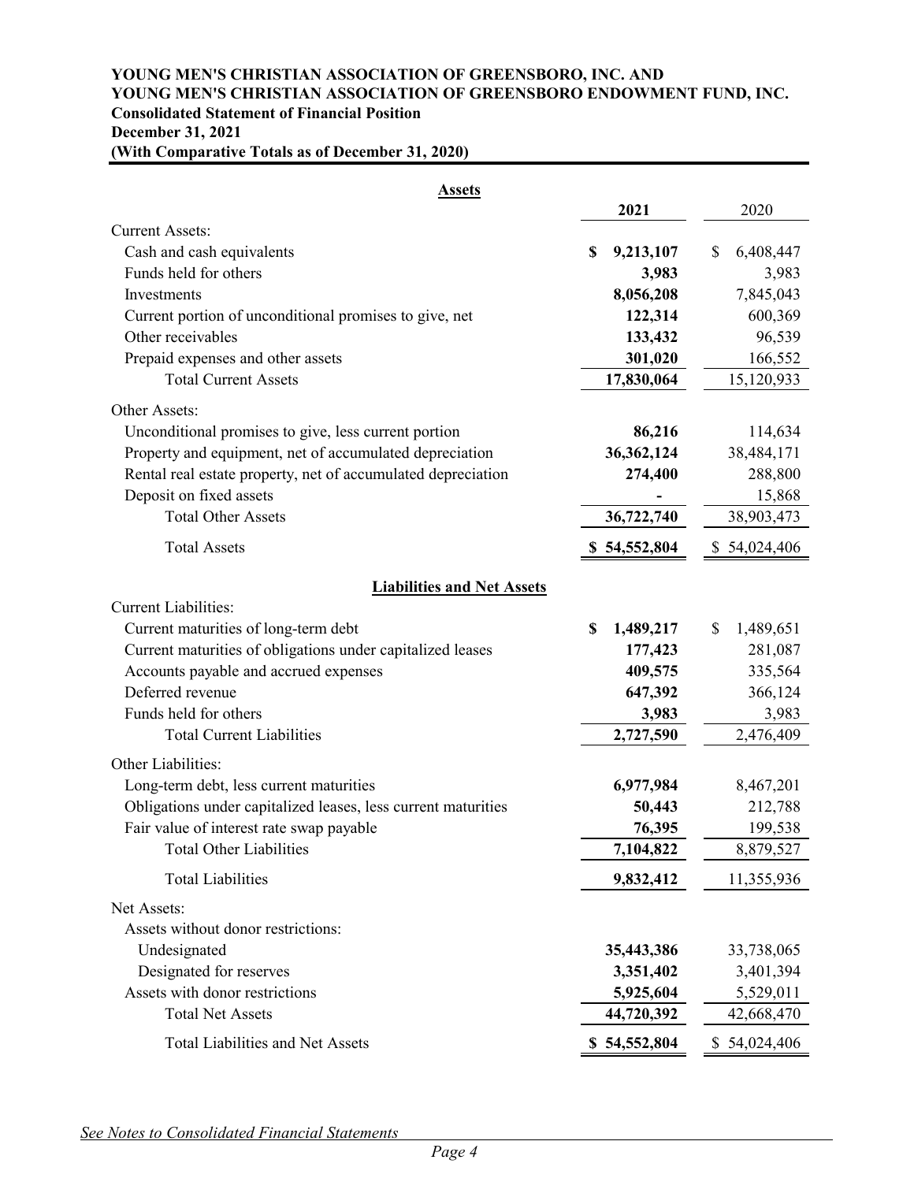**YOUNG MEN'S CHRISTIAN ASSOCIATION OF GREENSBORO, INC. AND**
**YOUNG MEN'S CHRISTIAN ASSOCIATION OF GREENSBORO ENDOWMENT FUND, INC.**
**Consolidated Statement of Financial Position**
**December 31, 2021**
**(With Comparative Totals as of December 31, 2020)**

| **Assets** | **2021** | 2020 |
|---|---|---|
| Current Assets: | | |
| Cash and cash equivalents | **$ 9,213,107** | $ 6,408,447 |
| Funds held for others | **3,983** | 3,983 |
| Investments | **8,056,208** | 7,845,043 |
| Current portion of unconditional promises to give, net | **122,314** | 600,369 |
| Other receivables | **133,432** | 96,539 |
| Prepaid expenses and other assets | **301,020** | 166,552 |
| Total Current Assets | **17,830,064** | 15,120,933 |
| Other Assets: | | |
| Unconditional promises to give, less current portion | **86,216** | 114,634 |
| Property and equipment, net of accumulated depreciation | **36,362,124** | 38,484,171 |
| Rental real estate property, net of accumulated depreciation | **274,400** | 288,800 |
| Deposit on fixed assets | **-** | 15,868 |
| Total Other Assets | **36,722,740** | 38,903,473 |
| Total Assets | **$ 54,552,804** | $ 54,024,406 |
| **Liabilities and Net Assets** | | |
| Current Liabilities: | | |
| Current maturities of long-term debt | **$ 1,489,217** | $ 1,489,651 |
| Current maturities of obligations under capitalized leases | **177,423** | 281,087 |
| Accounts payable and accrued expenses | **409,575** | 335,564 |
| Deferred revenue | **647,392** | 366,124 |
| Funds held for others | **3,983** | 3,983 |
| Total Current Liabilities | **2,727,590** | 2,476,409 |
| Other Liabilities: | | |
| Long-term debt, less current maturities | **6,977,984** | 8,467,201 |
| Obligations under capitalized leases, less current maturities | **50,443** | 212,788 |
| Fair value of interest rate swap payable | **76,395** | 199,538 |
| Total Other Liabilities | **7,104,822** | 8,879,527 |
| Total Liabilities | **9,832,412** | 11,355,936 |
| Net Assets: | | |
| Assets without donor restrictions: | | |
| Undesignated | **35,443,386** | 33,738,065 |
| Designated for reserves | **3,351,402** | 3,401,394 |
| Assets with donor restrictions | **5,925,604** | 5,529,011 |
| Total Net Assets | **44,720,392** | 42,668,470 |
| Total Liabilities and Net Assets | **$ 54,552,804** | $ 54,024,406 |

*See Notes to Consolidated Financial Statements*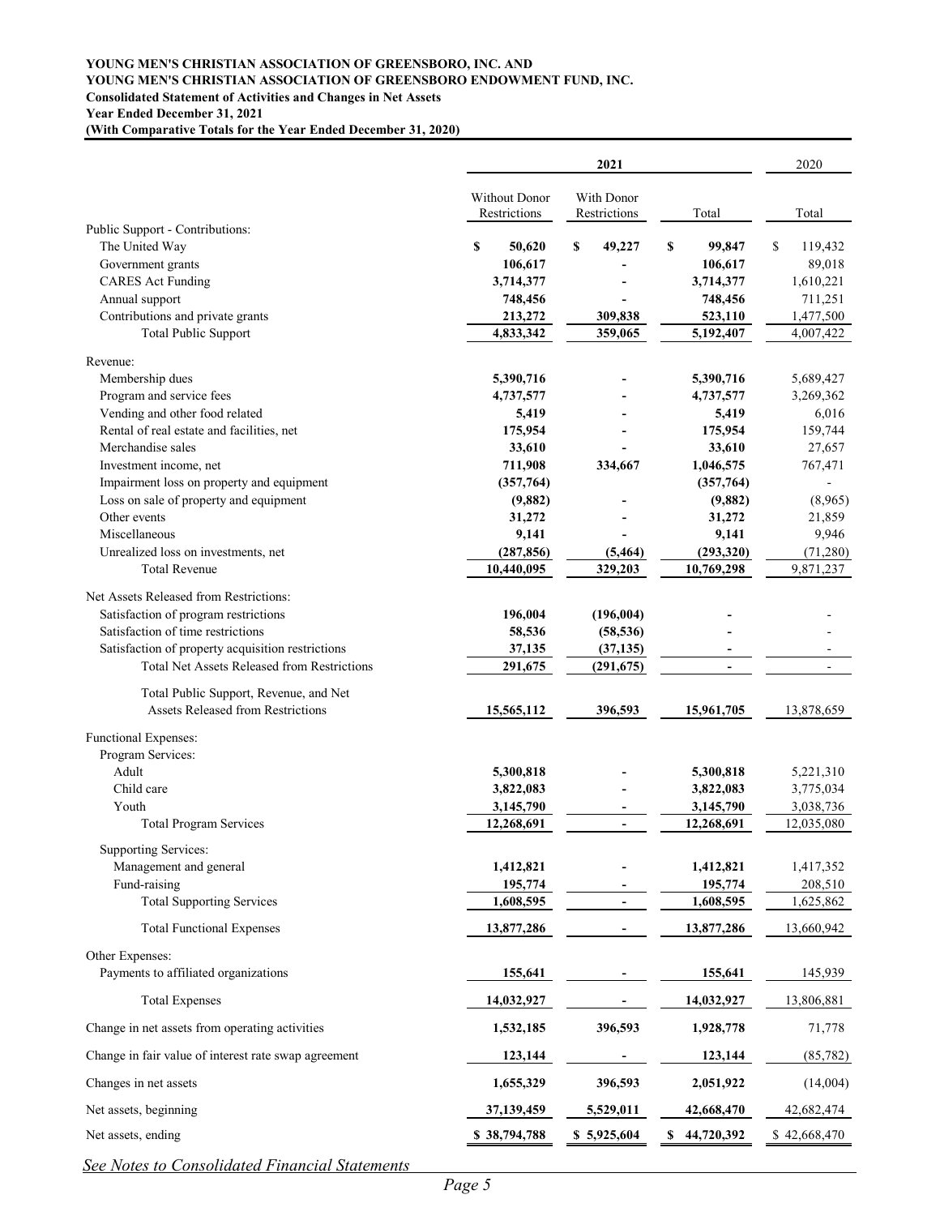**YOUNG MEN'S CHRISTIAN ASSOCIATION OF GREENSBORO, INC. AND**
**YOUNG MEN'S CHRISTIAN ASSOCIATION OF GREENSBORO ENDOWMENT FUND, INC.**
**Consolidated Statement of Activities and Changes in Net Assets**
**Year Ended December 31, 2021**
**(With Comparative Totals for the Year Ended December 31, 2020)**

| | 2021 | | | 2020 |
|---|---|---|---|---|
| | Without Donor Restrictions | With Donor Restrictions | Total | Total |
| **Public Support - Contributions:** | | | | |
| The United Way | $ 50,620 | $ 49,227 | $ 99,847 | $ 119,432 |
| Government grants | 106,617 | - | 106,617 | 89,018 |
| CARES Act Funding | 3,714,377 | - | 3,714,377 | 1,610,221 |
| Annual support | 748,456 | - | 748,456 | 711,251 |
| Contributions and private grants | 213,272 | 309,838 | 523,110 | 1,477,500 |
| Total Public Support | 4,833,342 | 359,065 | 5,192,407 | 4,007,422 |
| **Revenue:** | | | | |
| Membership dues | 5,390,716 | - | 5,390,716 | 5,689,427 |
| Program and service fees | 4,737,577 | - | 4,737,577 | 3,269,362 |
| Vending and other food related | 5,419 | - | 5,419 | 6,016 |
| Rental of real estate and facilities, net | 175,954 | - | 175,954 | 159,744 |
| Merchandise sales | 33,610 | - | 33,610 | 27,657 |
| Investment income, net | 711,908 | 334,667 | 1,046,575 | 767,471 |
| Impairment loss on property and equipment | (357,764) | | (357,764) | - |
| Loss on sale of property and equipment | (9,882) | - | (9,882) | (8,965) |
| Other events | 31,272 | - | 31,272 | 21,859 |
| Miscellaneous | 9,141 | - | 9,141 | 9,946 |
| Unrealized loss on investments, net | (287,856) | (5,464) | (293,320) | (71,280) |
| Total Revenue | 10,440,095 | 329,203 | 10,769,298 | 9,871,237 |
| **Net Assets Released from Restrictions:** | | | | |
| Satisfaction of program restrictions | 196,004 | (196,004) | - | - |
| Satisfaction of time restrictions | 58,536 | (58,536) | - | - |
| Satisfaction of property acquisition restrictions | 37,135 | (37,135) | - | - |
| Total Net Assets Released from Restrictions | 291,675 | (291,675) | - | - |
| Total Public Support, Revenue, and Net Assets Released from Restrictions | 15,565,112 | 396,593 | 15,961,705 | 13,878,659 |
| **Functional Expenses:** | | | | |
| Program Services: | | | | |
| Adult | 5,300,818 | - | 5,300,818 | 5,221,310 |
| Child care | 3,822,083 | - | 3,822,083 | 3,775,034 |
| Youth | 3,145,790 | - | 3,145,790 | 3,038,736 |
| Total Program Services | 12,268,691 | - | 12,268,691 | 12,035,080 |
| Supporting Services: | | | | |
| Management and general | 1,412,821 | - | 1,412,821 | 1,417,352 |
| Fund-raising | 195,774 | - | 195,774 | 208,510 |
| Total Supporting Services | 1,608,595 | - | 1,608,595 | 1,625,862 |
| Total Functional Expenses | 13,877,286 | - | 13,877,286 | 13,660,942 |
| **Other Expenses:** | | | | |
| Payments to affiliated organizations | 155,641 | - | 155,641 | 145,939 |
| Total Expenses | 14,032,927 | - | 14,032,927 | 13,806,881 |
| Change in net assets from operating activities | 1,532,185 | 396,593 | 1,928,778 | 71,778 |
| Change in fair value of interest rate swap agreement | 123,144 | - | 123,144 | (85,782) |
| Changes in net assets | 1,655,329 | 396,593 | 2,051,922 | (14,004) |
| Net assets, beginning | 37,139,459 | 5,529,011 | 42,668,470 | 42,682,474 |
| Net assets, ending | $ 38,794,788 | $ 5,925,604 | $ 44,720,392 | $ 42,668,470 |

*See Notes to Consolidated Financial Statements*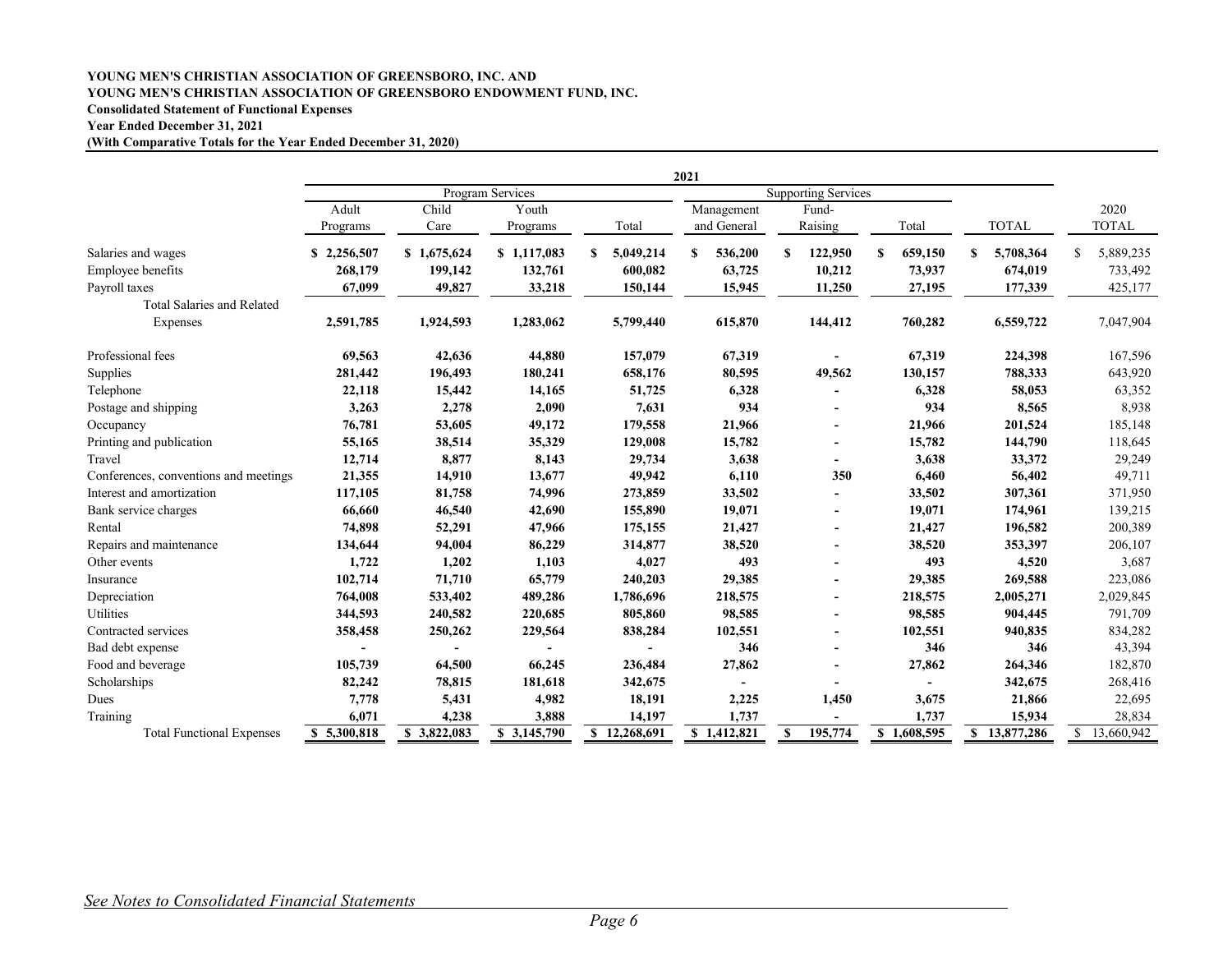**YOUNG MEN'S CHRISTIAN ASSOCIATION OF GREENSBORO, INC. AND**
**YOUNG MEN'S CHRISTIAN ASSOCIATION OF GREENSBORO ENDOWMENT FUND, INC.**
**Consolidated Statement of Functional Expenses**
**Year Ended December 31, 2021**
**(With Comparative Totals for the Year Ended December 31, 2020)**

| | 2021 | | | | | | | | |
|---|---|---|---|---|---|---|---|---|---|
| | Program Services | | | | Supporting Services | | | | |
| | Adult Programs | Child Care | Youth Programs | Total | Management and General | Fund-Raising | Total | TOTAL | 2020 TOTAL |
| Salaries and wages | **$ 2,256,507** | **$ 1,675,624** | **$ 1,117,083** | **$ 5,049,214** | **$ 536,200** | **$ 122,950** | **$ 659,150** | **$ 5,708,364** | $ 5,889,235 |
| Employee benefits | **268,179** | **199,142** | **132,761** | **600,082** | **63,725** | **10,212** | **73,937** | **674,019** | 733,492 |
| Payroll taxes | **67,099** | **49,827** | **33,218** | **150,144** | **15,945** | **11,250** | **27,195** | **177,339** | 425,177 |
| Total Salaries and Related Expenses | **2,591,785** | **1,924,593** | **1,283,062** | **5,799,440** | **615,870** | **144,412** | **760,282** | **6,559,722** | 7,047,904 |
| Professional fees | **69,563** | **42,636** | **44,880** | **157,079** | **67,319** | **-** | **67,319** | **224,398** | 167,596 |
| Supplies | **281,442** | **196,493** | **180,241** | **658,176** | **80,595** | **49,562** | **130,157** | **788,333** | 643,920 |
| Telephone | **22,118** | **15,442** | **14,165** | **51,725** | **6,328** | **-** | **6,328** | **58,053** | 63,352 |
| Postage and shipping | **3,263** | **2,278** | **2,090** | **7,631** | **934** | **-** | **934** | **8,565** | 8,938 |
| Occupancy | **76,781** | **53,605** | **49,172** | **179,558** | **21,966** | **-** | **21,966** | **201,524** | 185,148 |
| Printing and publication | **55,165** | **38,514** | **35,329** | **129,008** | **15,782** | **-** | **15,782** | **144,790** | 118,645 |
| Travel | **12,714** | **8,877** | **8,143** | **29,734** | **3,638** | **-** | **3,638** | **33,372** | 29,249 |
| Conferences, conventions and meetings | **21,355** | **14,910** | **13,677** | **49,942** | **6,110** | **350** | **6,460** | **56,402** | 49,711 |
| Interest and amortization | **117,105** | **81,758** | **74,996** | **273,859** | **33,502** | **-** | **33,502** | **307,361** | 371,950 |
| Bank service charges | **66,660** | **46,540** | **42,690** | **155,890** | **19,071** | **-** | **19,071** | **174,961** | 139,215 |
| Rental | **74,898** | **52,291** | **47,966** | **175,155** | **21,427** | **-** | **21,427** | **196,582** | 200,389 |
| Repairs and maintenance | **134,644** | **94,004** | **86,229** | **314,877** | **38,520** | **-** | **38,520** | **353,397** | 206,107 |
| Other events | **1,722** | **1,202** | **1,103** | **4,027** | **493** | **-** | **493** | **4,520** | 3,687 |
| Insurance | **102,714** | **71,710** | **65,779** | **240,203** | **29,385** | **-** | **29,385** | **269,588** | 223,086 |
| Depreciation | **764,008** | **533,402** | **489,286** | **1,786,696** | **218,575** | **-** | **218,575** | **2,005,271** | 2,029,845 |
| Utilities | **344,593** | **240,582** | **220,685** | **805,860** | **98,585** | **-** | **98,585** | **904,445** | 791,709 |
| Contracted services | **358,458** | **250,262** | **229,564** | **838,284** | **102,551** | **-** | **102,551** | **940,835** | 834,282 |
| Bad debt expense | **-** | **-** | **-** | **-** | **346** | **-** | **346** | **346** | 43,394 |
| Food and beverage | **105,739** | **64,500** | **66,245** | **236,484** | **27,862** | **-** | **27,862** | **264,346** | 182,870 |
| Scholarships | **82,242** | **78,815** | **181,618** | **342,675** | **-** | **-** | **-** | **342,675** | 268,416 |
| Dues | **7,778** | **5,431** | **4,982** | **18,191** | **2,225** | **1,450** | **3,675** | **21,866** | 22,695 |
| Training | **6,071** | **4,238** | **3,888** | **14,197** | **1,737** | **-** | **1,737** | **15,934** | 28,834 |
| Total Functional Expenses | **$ 5,300,818** | **$ 3,822,083** | **$ 3,145,790** | **$ 12,268,691** | **$ 1,412,821** | **$ 195,774** | **$ 1,608,595** | **$ 13,877,286** | $ 13,660,942 |

*See Notes to Consolidated Financial Statements*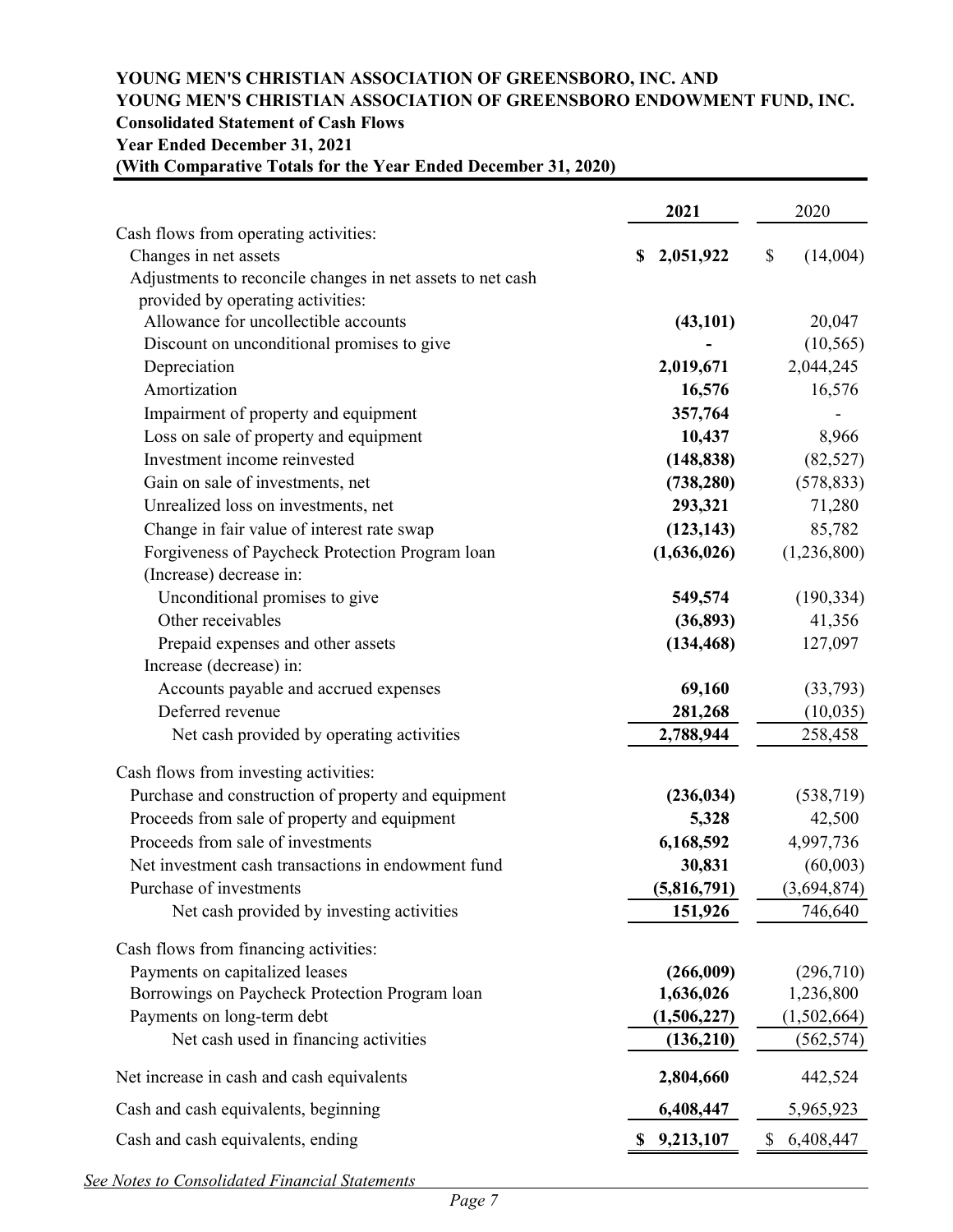**YOUNG MEN'S CHRISTIAN ASSOCIATION OF GREENSBORO, INC. AND**
**YOUNG MEN'S CHRISTIAN ASSOCIATION OF GREENSBORO ENDOWMENT FUND, INC.**
**Consolidated Statement of Cash Flows**
**Year Ended December 31, 2021**
**(With Comparative Totals for the Year Ended December 31, 2020)**

| | 2021 | 2020 |
|---|---|---|
| Cash flows from operating activities: | | |
| Changes in net assets | **$ 2,051,922** | $ (14,004) |
| Adjustments to reconcile changes in net assets to net cash provided by operating activities: | | |
| Allowance for uncollectible accounts | **(43,101)** | 20,047 |
| Discount on unconditional promises to give | **-** | (10,565) |
| Depreciation | **2,019,671** | 2,044,245 |
| Amortization | **16,576** | 16,576 |
| Impairment of property and equipment | **357,764** | - |
| Loss on sale of property and equipment | **10,437** | 8,966 |
| Investment income reinvested | **(148,838)** | (82,527) |
| Gain on sale of investments, net | **(738,280)** | (578,833) |
| Unrealized loss on investments, net | **293,321** | 71,280 |
| Change in fair value of interest rate swap | **(123,143)** | 85,782 |
| Forgiveness of Paycheck Protection Program loan | **(1,636,026)** | (1,236,800) |
| (Increase) decrease in: | | |
| Unconditional promises to give | **549,574** | (190,334) |
| Other receivables | **(36,893)** | 41,356 |
| Prepaid expenses and other assets | **(134,468)** | 127,097 |
| Increase (decrease) in: | | |
| Accounts payable and accrued expenses | **69,160** | (33,793) |
| Deferred revenue | **281,268** | (10,035) |
| Net cash provided by operating activities | **2,788,944** | 258,458 |
| Cash flows from investing activities: | | |
| Purchase and construction of property and equipment | **(236,034)** | (538,719) |
| Proceeds from sale of property and equipment | **5,328** | 42,500 |
| Proceeds from sale of investments | **6,168,592** | 4,997,736 |
| Net investment cash transactions in endowment fund | **30,831** | (60,003) |
| Purchase of investments | **(5,816,791)** | (3,694,874) |
| Net cash provided by investing activities | **151,926** | 746,640 |
| Cash flows from financing activities: | | |
| Payments on capitalized leases | **(266,009)** | (296,710) |
| Borrowings on Paycheck Protection Program loan | **1,636,026** | 1,236,800 |
| Payments on long-term debt | **(1,506,227)** | (1,502,664) |
| Net cash used in financing activities | **(136,210)** | (562,574) |
| Net increase in cash and cash equivalents | **2,804,660** | 442,524 |
| Cash and cash equivalents, beginning | **6,408,447** | 5,965,923 |
| Cash and cash equivalents, ending | **$ 9,213,107** | $ 6,408,447 |

*See Notes to Consolidated Financial Statements*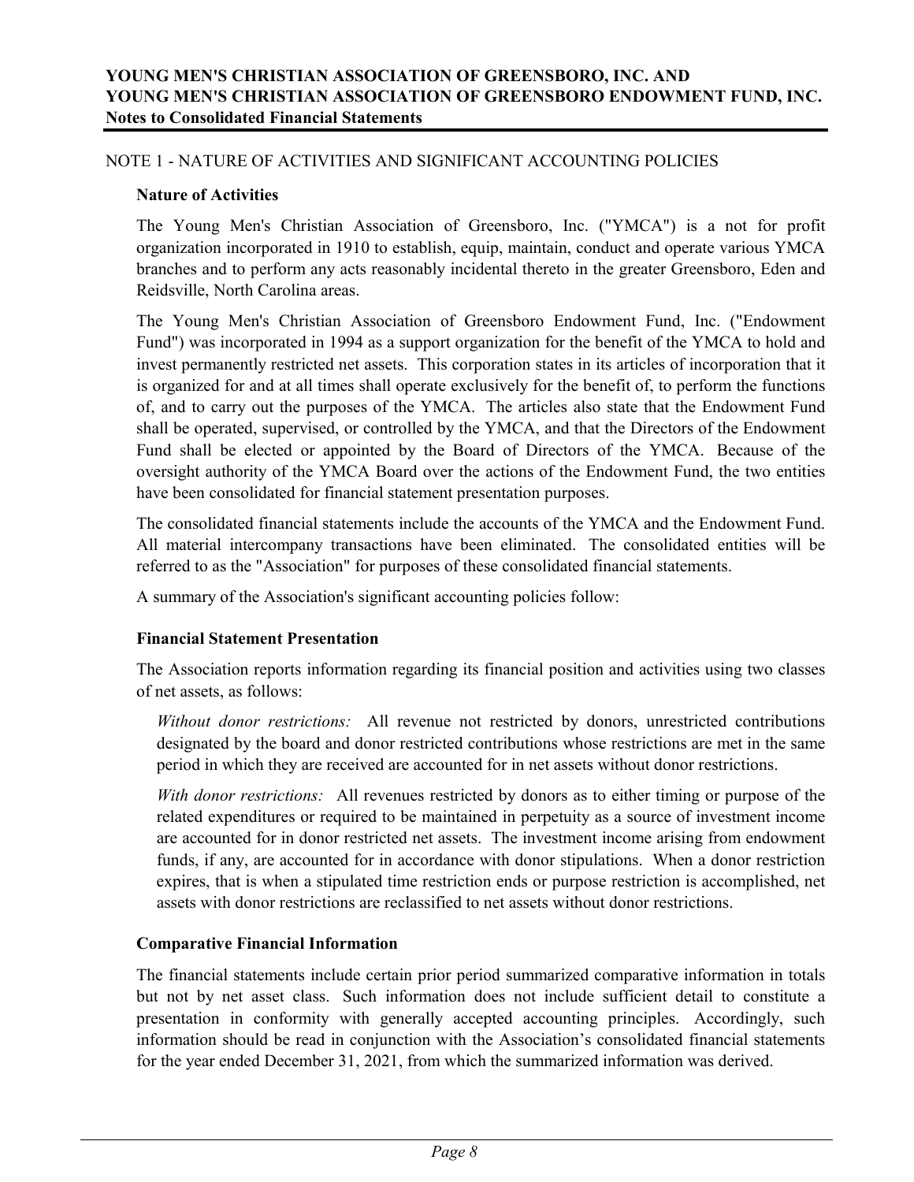## NOTE 1 - NATURE OF ACTIVITIES AND SIGNIFICANT ACCOUNTING POLICIES

### Nature of Activities

The Young Men's Christian Association of Greensboro, Inc. ("YMCA") is a not for profit organization incorporated in 1910 to establish, equip, maintain, conduct and operate various YMCA branches and to perform any acts reasonably incidental thereto in the greater Greensboro, Eden and Reidsville, North Carolina areas.

The Young Men's Christian Association of Greensboro Endowment Fund, Inc. ("Endowment Fund") was incorporated in 1994 as a support organization for the benefit of the YMCA to hold and invest permanently restricted net assets. This corporation states in its articles of incorporation that it is organized for and at all times shall operate exclusively for the benefit of, to perform the functions of, and to carry out the purposes of the YMCA. The articles also state that the Endowment Fund shall be operated, supervised, or controlled by the YMCA, and that the Directors of the Endowment Fund shall be elected or appointed by the Board of Directors of the YMCA. Because of the oversight authority of the YMCA Board over the actions of the Endowment Fund, the two entities have been consolidated for financial statement presentation purposes.

The consolidated financial statements include the accounts of the YMCA and the Endowment Fund. All material intercompany transactions have been eliminated. The consolidated entities will be referred to as the "Association" for purposes of these consolidated financial statements.

A summary of the Association's significant accounting policies follow:

### Financial Statement Presentation

The Association reports information regarding its financial position and activities using two classes of net assets, as follows:

*Without donor restrictions:* All revenue not restricted by donors, unrestricted contributions designated by the board and donor restricted contributions whose restrictions are met in the same period in which they are received are accounted for in net assets without donor restrictions.

*With donor restrictions:* All revenues restricted by donors as to either timing or purpose of the related expenditures or required to be maintained in perpetuity as a source of investment income are accounted for in donor restricted net assets. The investment income arising from endowment funds, if any, are accounted for in accordance with donor stipulations. When a donor restriction expires, that is when a stipulated time restriction ends or purpose restriction is accomplished, net assets with donor restrictions are reclassified to net assets without donor restrictions.

### Comparative Financial Information

The financial statements include certain prior period summarized comparative information in totals but not by net asset class. Such information does not include sufficient detail to constitute a presentation in conformity with generally accepted accounting principles. Accordingly, such information should be read in conjunction with the Association's consolidated financial statements for the year ended December 31, 2021, from which the summarized information was derived.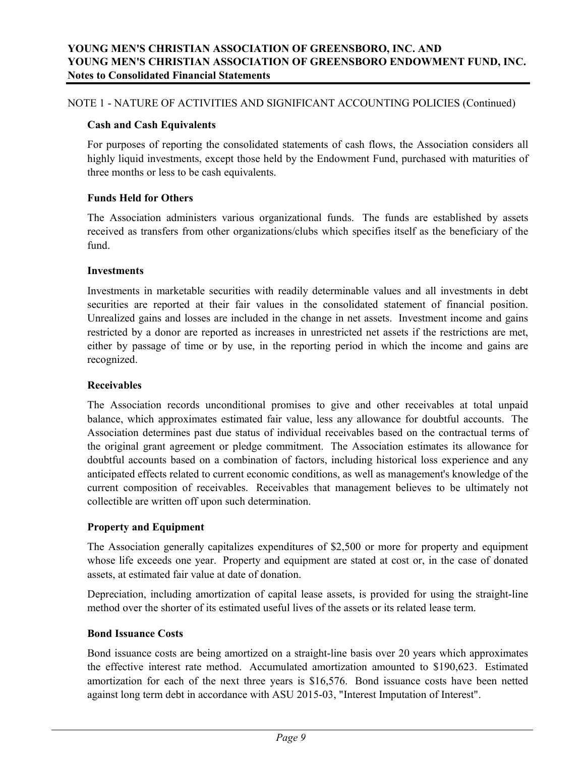NOTE 1 - NATURE OF ACTIVITIES AND SIGNIFICANT ACCOUNTING POLICIES (Continued)

**Cash and Cash Equivalents**

For purposes of reporting the consolidated statements of cash flows, the Association considers all highly liquid investments, except those held by the Endowment Fund, purchased with maturities of three months or less to be cash equivalents.

**Funds Held for Others**

The Association administers various organizational funds. The funds are established by assets received as transfers from other organizations/clubs which specifies itself as the beneficiary of the fund.

**Investments**

Investments in marketable securities with readily determinable values and all investments in debt securities are reported at their fair values in the consolidated statement of financial position. Unrealized gains and losses are included in the change in net assets. Investment income and gains restricted by a donor are reported as increases in unrestricted net assets if the restrictions are met, either by passage of time or by use, in the reporting period in which the income and gains are recognized.

**Receivables**

The Association records unconditional promises to give and other receivables at total unpaid balance, which approximates estimated fair value, less any allowance for doubtful accounts. The Association determines past due status of individual receivables based on the contractual terms of the original grant agreement or pledge commitment. The Association estimates its allowance for doubtful accounts based on a combination of factors, including historical loss experience and any anticipated effects related to current economic conditions, as well as management's knowledge of the current composition of receivables. Receivables that management believes to be ultimately not collectible are written off upon such determination.

**Property and Equipment**

The Association generally capitalizes expenditures of $2,500 or more for property and equipment whose life exceeds one year. Property and equipment are stated at cost or, in the case of donated assets, at estimated fair value at date of donation.

Depreciation, including amortization of capital lease assets, is provided for using the straight-line method over the shorter of its estimated useful lives of the assets or its related lease term.

**Bond Issuance Costs**

Bond issuance costs are being amortized on a straight-line basis over 20 years which approximates the effective interest rate method. Accumulated amortization amounted to $190,623. Estimated amortization for each of the next three years is $16,576. Bond issuance costs have been netted against long term debt in accordance with ASU 2015-03, "Interest Imputation of Interest".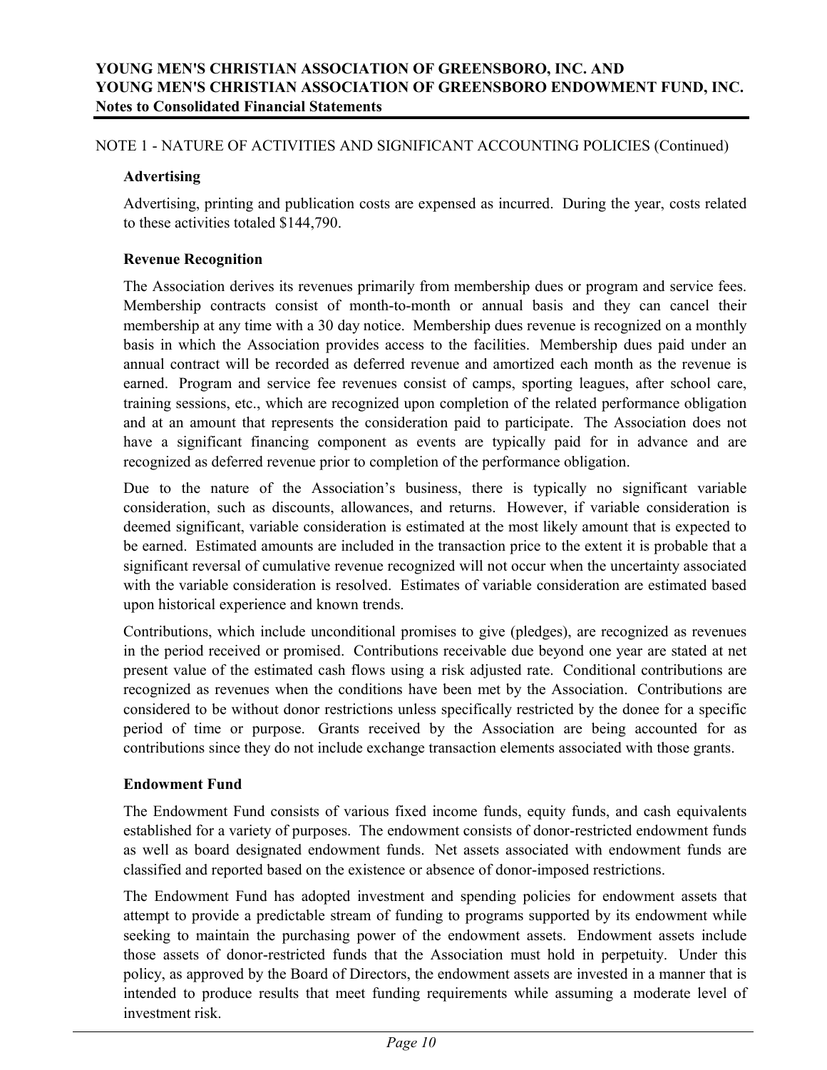NOTE 1 - NATURE OF ACTIVITIES AND SIGNIFICANT ACCOUNTING POLICIES (Continued)

**Advertising**

Advertising, printing and publication costs are expensed as incurred. During the year, costs related to these activities totaled $144,790.

**Revenue Recognition**

The Association derives its revenues primarily from membership dues or program and service fees. Membership contracts consist of month-to-month or annual basis and they can cancel their membership at any time with a 30 day notice. Membership dues revenue is recognized on a monthly basis in which the Association provides access to the facilities. Membership dues paid under an annual contract will be recorded as deferred revenue and amortized each month as the revenue is earned. Program and service fee revenues consist of camps, sporting leagues, after school care, training sessions, etc., which are recognized upon completion of the related performance obligation and at an amount that represents the consideration paid to participate. The Association does not have a significant financing component as events are typically paid for in advance and are recognized as deferred revenue prior to completion of the performance obligation.

Due to the nature of the Association's business, there is typically no significant variable consideration, such as discounts, allowances, and returns. However, if variable consideration is deemed significant, variable consideration is estimated at the most likely amount that is expected to be earned. Estimated amounts are included in the transaction price to the extent it is probable that a significant reversal of cumulative revenue recognized will not occur when the uncertainty associated with the variable consideration is resolved. Estimates of variable consideration are estimated based upon historical experience and known trends.

Contributions, which include unconditional promises to give (pledges), are recognized as revenues in the period received or promised. Contributions receivable due beyond one year are stated at net present value of the estimated cash flows using a risk adjusted rate. Conditional contributions are recognized as revenues when the conditions have been met by the Association. Contributions are considered to be without donor restrictions unless specifically restricted by the donee for a specific period of time or purpose. Grants received by the Association are being accounted for as contributions since they do not include exchange transaction elements associated with those grants.

**Endowment Fund**

The Endowment Fund consists of various fixed income funds, equity funds, and cash equivalents established for a variety of purposes. The endowment consists of donor-restricted endowment funds as well as board designated endowment funds. Net assets associated with endowment funds are classified and reported based on the existence or absence of donor-imposed restrictions.

The Endowment Fund has adopted investment and spending policies for endowment assets that attempt to provide a predictable stream of funding to programs supported by its endowment while seeking to maintain the purchasing power of the endowment assets. Endowment assets include those assets of donor-restricted funds that the Association must hold in perpetuity. Under this policy, as approved by the Board of Directors, the endowment assets are invested in a manner that is intended to produce results that meet funding requirements while assuming a moderate level of investment risk.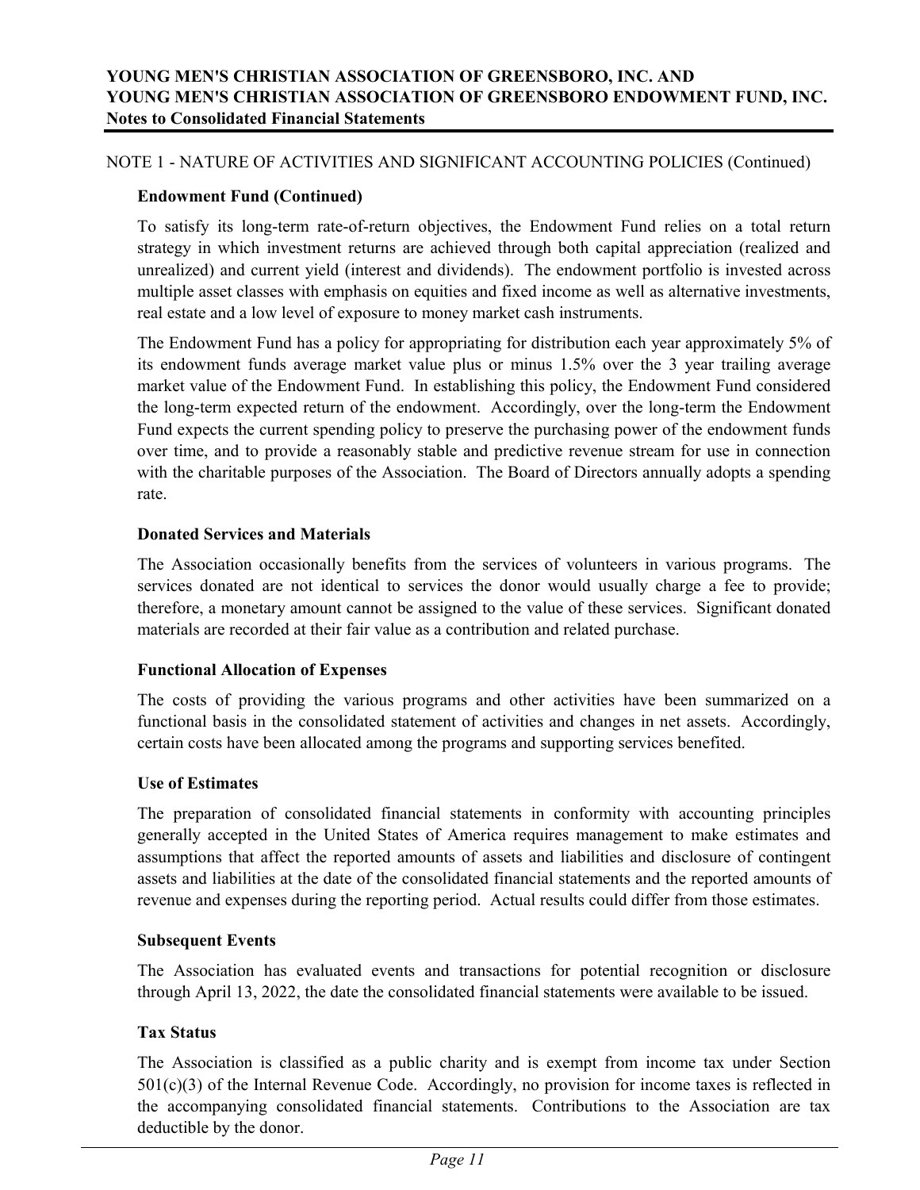NOTE 1 - NATURE OF ACTIVITIES AND SIGNIFICANT ACCOUNTING POLICIES (Continued)

**Endowment Fund (Continued)**

To satisfy its long-term rate-of-return objectives, the Endowment Fund relies on a total return strategy in which investment returns are achieved through both capital appreciation (realized and unrealized) and current yield (interest and dividends). The endowment portfolio is invested across multiple asset classes with emphasis on equities and fixed income as well as alternative investments, real estate and a low level of exposure to money market cash instruments.

The Endowment Fund has a policy for appropriating for distribution each year approximately 5% of its endowment funds average market value plus or minus 1.5% over the 3 year trailing average market value of the Endowment Fund. In establishing this policy, the Endowment Fund considered the long-term expected return of the endowment. Accordingly, over the long-term the Endowment Fund expects the current spending policy to preserve the purchasing power of the endowment funds over time, and to provide a reasonably stable and predictive revenue stream for use in connection with the charitable purposes of the Association. The Board of Directors annually adopts a spending rate.

**Donated Services and Materials**

The Association occasionally benefits from the services of volunteers in various programs. The services donated are not identical to services the donor would usually charge a fee to provide; therefore, a monetary amount cannot be assigned to the value of these services. Significant donated materials are recorded at their fair value as a contribution and related purchase.

**Functional Allocation of Expenses**

The costs of providing the various programs and other activities have been summarized on a functional basis in the consolidated statement of activities and changes in net assets. Accordingly, certain costs have been allocated among the programs and supporting services benefited.

**Use of Estimates**

The preparation of consolidated financial statements in conformity with accounting principles generally accepted in the United States of America requires management to make estimates and assumptions that affect the reported amounts of assets and liabilities and disclosure of contingent assets and liabilities at the date of the consolidated financial statements and the reported amounts of revenue and expenses during the reporting period. Actual results could differ from those estimates.

**Subsequent Events**

The Association has evaluated events and transactions for potential recognition or disclosure through April 13, 2022, the date the consolidated financial statements were available to be issued.

**Tax Status**

The Association is classified as a public charity and is exempt from income tax under Section 501(c)(3) of the Internal Revenue Code. Accordingly, no provision for income taxes is reflected in the accompanying consolidated financial statements. Contributions to the Association are tax deductible by the donor.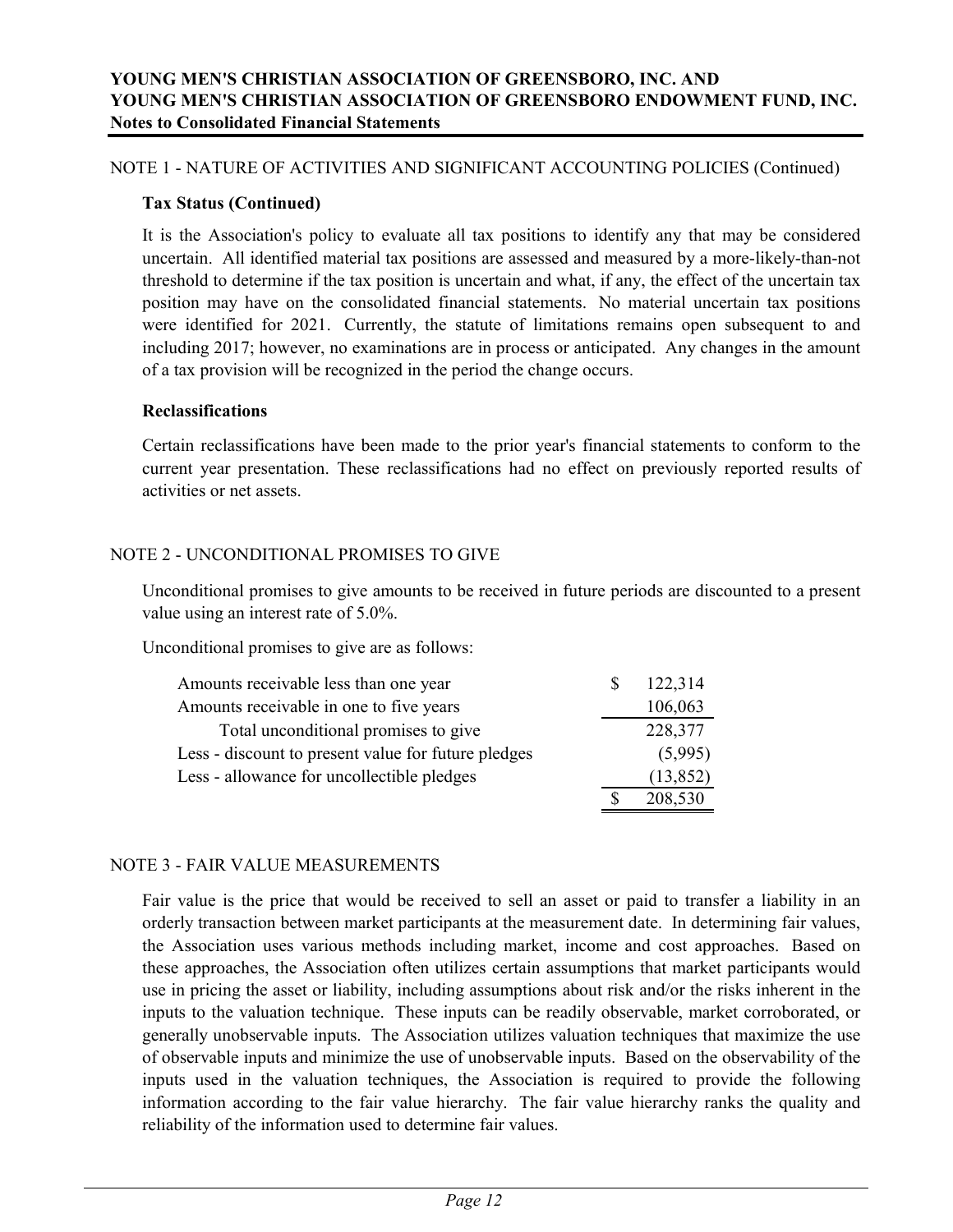NOTE 1 - NATURE OF ACTIVITIES AND SIGNIFICANT ACCOUNTING POLICIES (Continued)

**Tax Status (Continued)**

It is the Association's policy to evaluate all tax positions to identify any that may be considered uncertain. All identified material tax positions are assessed and measured by a more-likely-than-not threshold to determine if the tax position is uncertain and what, if any, the effect of the uncertain tax position may have on the consolidated financial statements. No material uncertain tax positions were identified for 2021. Currently, the statute of limitations remains open subsequent to and including 2017; however, no examinations are in process or anticipated. Any changes in the amount of a tax provision will be recognized in the period the change occurs.

**Reclassifications**

Certain reclassifications have been made to the prior year's financial statements to conform to the current year presentation. These reclassifications had no effect on previously reported results of activities or net assets.

NOTE 2 - UNCONDITIONAL PROMISES TO GIVE

Unconditional promises to give amounts to be received in future periods are discounted to a present value using an interest rate of 5.0%.

Unconditional promises to give are as follows:

| | |
|---|---|
| Amounts receivable less than one year | $ 122,314 |
| Amounts receivable in one to five years | 106,063 |
| Total unconditional promises to give | 228,377 |
| Less - discount to present value for future pledges | (5,995) |
| Less - allowance for uncollectible pledges | (13,852) |
| | $ 208,530 |

NOTE 3 - FAIR VALUE MEASUREMENTS

Fair value is the price that would be received to sell an asset or paid to transfer a liability in an orderly transaction between market participants at the measurement date. In determining fair values, the Association uses various methods including market, income and cost approaches. Based on these approaches, the Association often utilizes certain assumptions that market participants would use in pricing the asset or liability, including assumptions about risk and/or the risks inherent in the inputs to the valuation technique. These inputs can be readily observable, market corroborated, or generally unobservable inputs. The Association utilizes valuation techniques that maximize the use of observable inputs and minimize the use of unobservable inputs. Based on the observability of the inputs used in the valuation techniques, the Association is required to provide the following information according to the fair value hierarchy. The fair value hierarchy ranks the quality and reliability of the information used to determine fair values.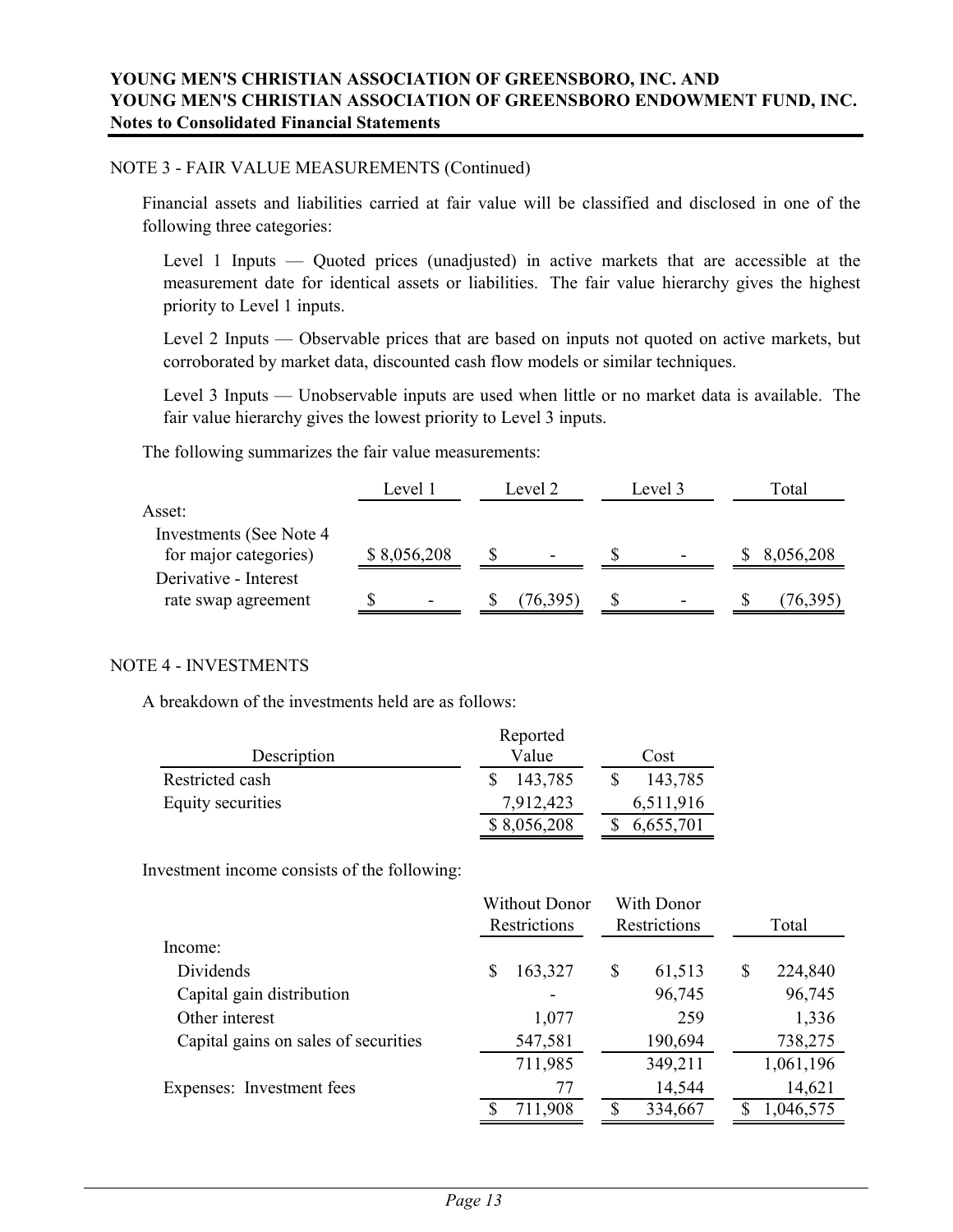NOTE 3 - FAIR VALUE MEASUREMENTS (Continued)

Financial assets and liabilities carried at fair value will be classified and disclosed in one of the following three categories:

Level 1 Inputs — Quoted prices (unadjusted) in active markets that are accessible at the measurement date for identical assets or liabilities. The fair value hierarchy gives the highest priority to Level 1 inputs.

Level 2 Inputs — Observable prices that are based on inputs not quoted on active markets, but corroborated by market data, discounted cash flow models or similar techniques.

Level 3 Inputs — Unobservable inputs are used when little or no market data is available. The fair value hierarchy gives the lowest priority to Level 3 inputs.

The following summarizes the fair value measurements:

| | Level 1 | Level 2 | Level 3 | Total |
|---|---|---|---|---|
| Asset: | | | | |
| Investments (See Note 4 for major categories) | $ 8,056,208 | $ - | $ - | $ 8,056,208 |
| Derivative - Interest rate swap agreement | $ - | $ (76,395) | $ - | $ (76,395) |

NOTE 4 - INVESTMENTS

A breakdown of the investments held are as follows:

| Description | Reported Value | Cost |
|---|---|---|
| Restricted cash | $ 143,785 | $ 143,785 |
| Equity securities | 7,912,423 | 6,511,916 |
| | $ 8,056,208 | $ 6,655,701 |

Investment income consists of the following:

| | Without Donor Restrictions | With Donor Restrictions | Total |
|---|---|---|---|
| Income: | | | |
| Dividends | $ 163,327 | $ 61,513 | $ 224,840 |
| Capital gain distribution | - | 96,745 | 96,745 |
| Other interest | 1,077 | 259 | 1,336 |
| Capital gains on sales of securities | 547,581 | 190,694 | 738,275 |
| | 711,985 | 349,211 | 1,061,196 |
| Expenses: Investment fees | 77 | 14,544 | 14,621 |
| | $ 711,908 | $ 334,667 | $ 1,046,575 |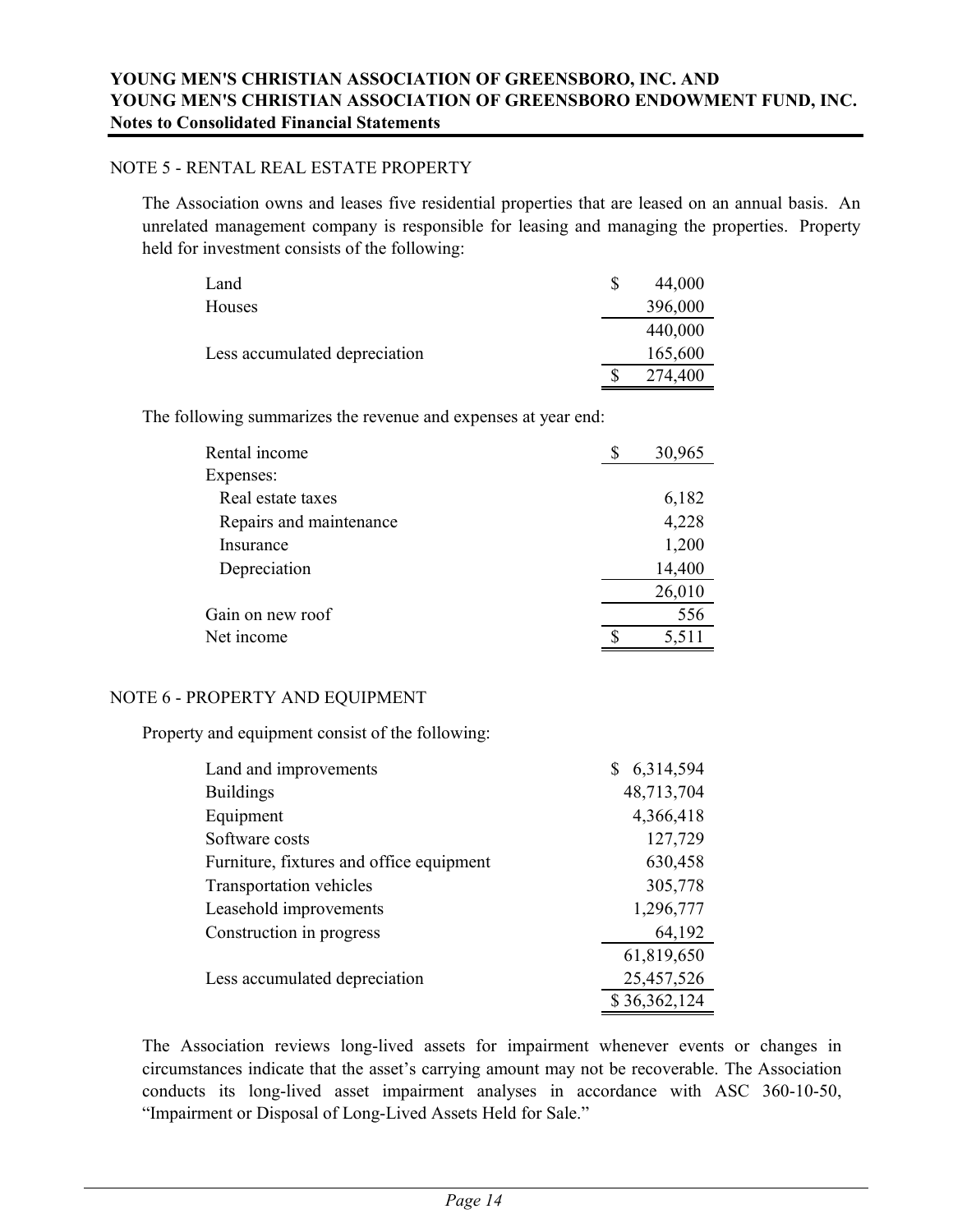NOTE 5 - RENTAL REAL ESTATE PROPERTY

The Association owns and leases five residential properties that are leased on an annual basis. An unrelated management company is responsible for leasing and managing the properties. Property held for investment consists of the following:

| | |
|---|---|
| Land | $ 44,000 |
| Houses | 396,000 |
| | 440,000 |
| Less accumulated depreciation | 165,600 |
| | $ 274,400 |

The following summarizes the revenue and expenses at year end:

| | |
|---|---|
| Rental income | $ 30,965 |
| Expenses: | |
| Real estate taxes | 6,182 |
| Repairs and maintenance | 4,228 |
| Insurance | 1,200 |
| Depreciation | 14,400 |
| | 26,010 |
| Gain on new roof | 556 |
| Net income | $ 5,511 |

NOTE 6 - PROPERTY AND EQUIPMENT

Property and equipment consist of the following:

| | |
|---|---|
| Land and improvements | $ 6,314,594 |
| Buildings | 48,713,704 |
| Equipment | 4,366,418 |
| Software costs | 127,729 |
| Furniture, fixtures and office equipment | 630,458 |
| Transportation vehicles | 305,778 |
| Leasehold improvements | 1,296,777 |
| Construction in progress | 64,192 |
| | 61,819,650 |
| Less accumulated depreciation | 25,457,526 |
| | $ 36,362,124 |

The Association reviews long-lived assets for impairment whenever events or changes in circumstances indicate that the asset's carrying amount may not be recoverable. The Association conducts its long-lived asset impairment analyses in accordance with ASC 360-10-50, "Impairment or Disposal of Long-Lived Assets Held for Sale."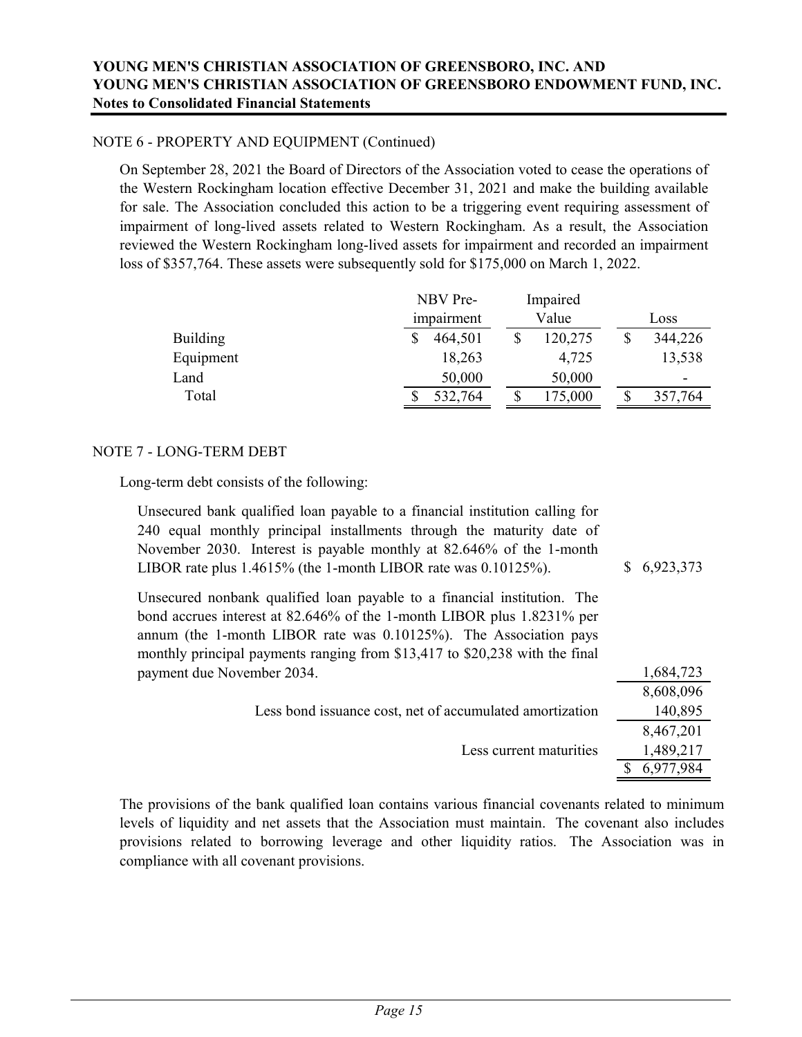NOTE 6 - PROPERTY AND EQUIPMENT (Continued)

On September 28, 2021 the Board of Directors of the Association voted to cease the operations of the Western Rockingham location effective December 31, 2021 and make the building available for sale. The Association concluded this action to be a triggering event requiring assessment of impairment of long-lived assets related to Western Rockingham. As a result, the Association reviewed the Western Rockingham long-lived assets for impairment and recorded an impairment loss of $357,764. These assets were subsequently sold for $175,000 on March 1, 2022.

| | NBV Pre-impairment | Impaired Value | Loss |
|---|---|---|---|
| Building | $ 464,501 | $ 120,275 | $ 344,226 |
| Equipment | 18,263 | 4,725 | 13,538 |
| Land | 50,000 | 50,000 | - |
| Total | $ 532,764 | $ 175,000 | $ 357,764 |

NOTE 7 - LONG-TERM DEBT

Long-term debt consists of the following:

| | |
|---|---|
| Unsecured bank qualified loan payable to a financial institution calling for 240 equal monthly principal installments through the maturity date of November 2030. Interest is payable monthly at 82.646% of the 1-month LIBOR rate plus 1.4615% (the 1-month LIBOR rate was 0.10125%). | $ 6,923,373 |
| Unsecured nonbank qualified loan payable to a financial institution. The bond accrues interest at 82.646% of the 1-month LIBOR plus 1.8231% per annum (the 1-month LIBOR rate was 0.10125%). The Association pays monthly principal payments ranging from $13,417 to $20,238 with the final payment due November 2034. | 1,684,723 |
| | 8,608,096 |
| Less bond issuance cost, net of accumulated amortization | 140,895 |
| | 8,467,201 |
| Less current maturities | 1,489,217 |
| | $ 6,977,984 |

The provisions of the bank qualified loan contains various financial covenants related to minimum levels of liquidity and net assets that the Association must maintain. The covenant also includes provisions related to borrowing leverage and other liquidity ratios. The Association was in compliance with all covenant provisions.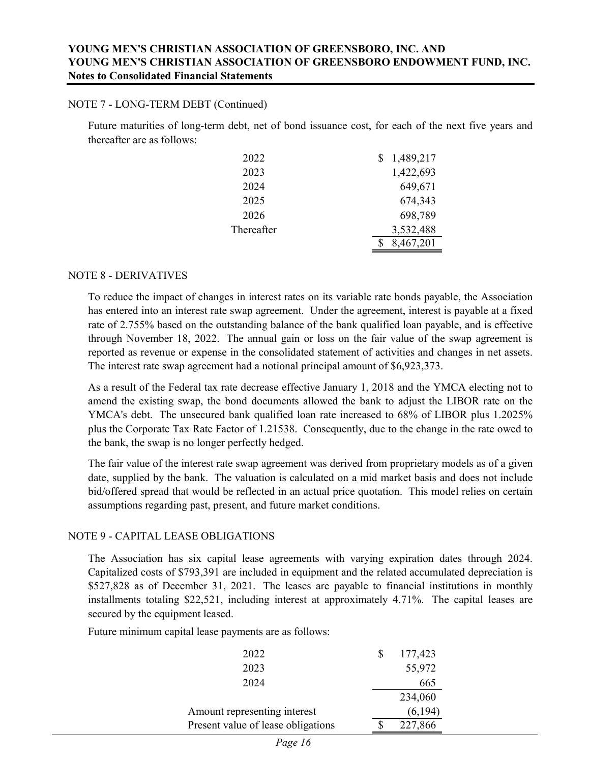## NOTE 7 - LONG-TERM DEBT (Continued)

Future maturities of long-term debt, net of bond issuance cost, for each of the next five years and thereafter are as follows:

| | |
|---|---|
| 2022 | $ 1,489,217 |
| 2023 | 1,422,693 |
| 2024 | 649,671 |
| 2025 | 674,343 |
| 2026 | 698,789 |
| Thereafter | 3,532,488 |
| | $ 8,467,201 |

## NOTE 8 - DERIVATIVES

To reduce the impact of changes in interest rates on its variable rate bonds payable, the Association has entered into an interest rate swap agreement. Under the agreement, interest is payable at a fixed rate of 2.755% based on the outstanding balance of the bank qualified loan payable, and is effective through November 18, 2022. The annual gain or loss on the fair value of the swap agreement is reported as revenue or expense in the consolidated statement of activities and changes in net assets. The interest rate swap agreement had a notional principal amount of $6,923,373.

As a result of the Federal tax rate decrease effective January 1, 2018 and the YMCA electing not to amend the existing swap, the bond documents allowed the bank to adjust the LIBOR rate on the YMCA's debt. The unsecured bank qualified loan rate increased to 68% of LIBOR plus 1.2025% plus the Corporate Tax Rate Factor of 1.21538. Consequently, due to the change in the rate owed to the bank, the swap is no longer perfectly hedged.

The fair value of the interest rate swap agreement was derived from proprietary models as of a given date, supplied by the bank. The valuation is calculated on a mid market basis and does not include bid/offered spread that would be reflected in an actual price quotation. This model relies on certain assumptions regarding past, present, and future market conditions.

## NOTE 9 - CAPITAL LEASE OBLIGATIONS

The Association has six capital lease agreements with varying expiration dates through 2024. Capitalized costs of $793,391 are included in equipment and the related accumulated depreciation is $527,828 as of December 31, 2021. The leases are payable to financial institutions in monthly installments totaling $22,521, including interest at approximately 4.71%. The capital leases are secured by the equipment leased.

Future minimum capital lease payments are as follows:

| | |
|---|---|
| 2022 | $ 177,423 |
| 2023 | 55,972 |
| 2024 | 665 |
| | 234,060 |
| Amount representing interest | (6,194) |
| Present value of lease obligations | $ 227,866 |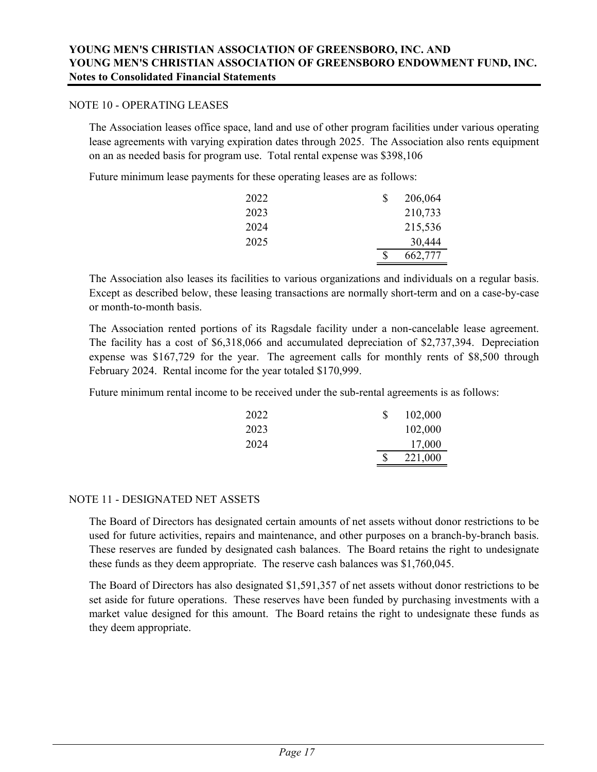## NOTE 10 - OPERATING LEASES

The Association leases office space, land and use of other program facilities under various operating lease agreements with varying expiration dates through 2025. The Association also rents equipment on an as needed basis for program use. Total rental expense was $398,106

Future minimum lease payments for these operating leases are as follows:

| | |
|---|---|
| 2022 | $ 206,064 |
| 2023 | 210,733 |
| 2024 | 215,536 |
| 2025 | 30,444 |
| | $ 662,777 |

The Association also leases its facilities to various organizations and individuals on a regular basis. Except as described below, these leasing transactions are normally short-term and on a case-by-case or month-to-month basis.

The Association rented portions of its Ragsdale facility under a non-cancelable lease agreement. The facility has a cost of $6,318,066 and accumulated depreciation of $2,737,394. Depreciation expense was $167,729 for the year. The agreement calls for monthly rents of $8,500 through February 2024. Rental income for the year totaled $170,999.

Future minimum rental income to be received under the sub-rental agreements is as follows:

| | |
|---|---|
| 2022 | $ 102,000 |
| 2023 | 102,000 |
| 2024 | 17,000 |
| | $ 221,000 |

## NOTE 11 - DESIGNATED NET ASSETS

The Board of Directors has designated certain amounts of net assets without donor restrictions to be used for future activities, repairs and maintenance, and other purposes on a branch-by-branch basis. These reserves are funded by designated cash balances. The Board retains the right to undesignate these funds as they deem appropriate. The reserve cash balances was $1,760,045.

The Board of Directors has also designated $1,591,357 of net assets without donor restrictions to be set aside for future operations. These reserves have been funded by purchasing investments with a market value designed for this amount. The Board retains the right to undesignate these funds as they deem appropriate.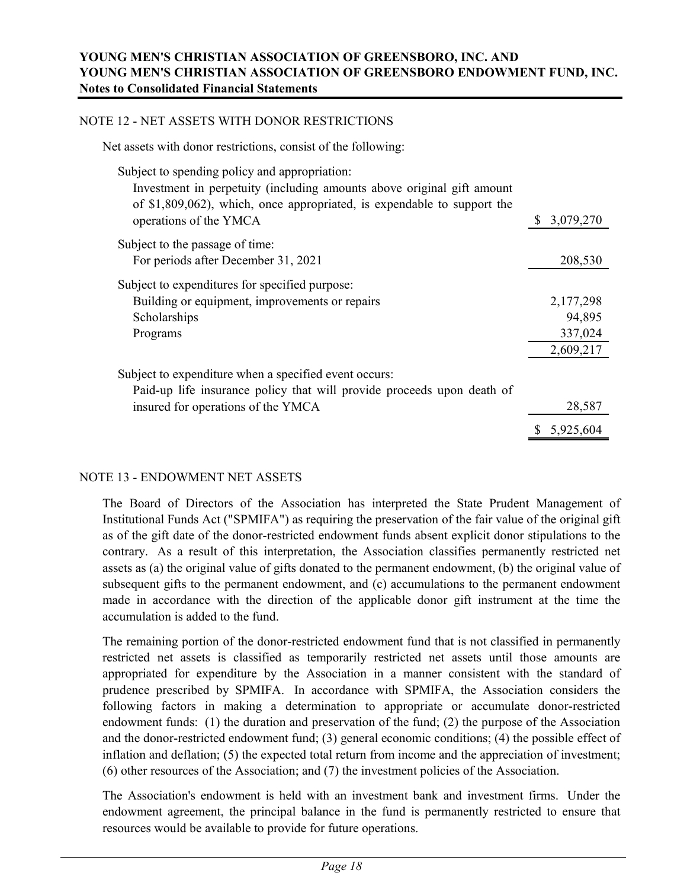## NOTE 12 - NET ASSETS WITH DONOR RESTRICTIONS

Net assets with donor restrictions, consist of the following:

| | |
|---|---|
| Subject to spending policy and appropriation: | |
| Investment in perpetuity (including amounts above original gift amount of $1,809,062), which, once appropriated, is expendable to support the operations of the YMCA | $ 3,079,270 |
| Subject to the passage of time: | |
| For periods after December 31, 2021 | 208,530 |
| Subject to expenditures for specified purpose: | |
| Building or equipment, improvements or repairs | 2,177,298 |
| Scholarships | 94,895 |
| Programs | 337,024 |
| | 2,609,217 |
| Subject to expenditure when a specified event occurs: | |
| Paid-up life insurance policy that will provide proceeds upon death of insured for operations of the YMCA | 28,587 |
| | $ 5,925,604 |

## NOTE 13 - ENDOWMENT NET ASSETS

The Board of Directors of the Association has interpreted the State Prudent Management of Institutional Funds Act ("SPMIFA") as requiring the preservation of the fair value of the original gift as of the gift date of the donor-restricted endowment funds absent explicit donor stipulations to the contrary. As a result of this interpretation, the Association classifies permanently restricted net assets as (a) the original value of gifts donated to the permanent endowment, (b) the original value of subsequent gifts to the permanent endowment, and (c) accumulations to the permanent endowment made in accordance with the direction of the applicable donor gift instrument at the time the accumulation is added to the fund.

The remaining portion of the donor-restricted endowment fund that is not classified in permanently restricted net assets is classified as temporarily restricted net assets until those amounts are appropriated for expenditure by the Association in a manner consistent with the standard of prudence prescribed by SPMIFA. In accordance with SPMIFA, the Association considers the following factors in making a determination to appropriate or accumulate donor-restricted endowment funds: (1) the duration and preservation of the fund; (2) the purpose of the Association and the donor-restricted endowment fund; (3) general economic conditions; (4) the possible effect of inflation and deflation; (5) the expected total return from income and the appreciation of investment; (6) other resources of the Association; and (7) the investment policies of the Association.

The Association's endowment is held with an investment bank and investment firms. Under the endowment agreement, the principal balance in the fund is permanently restricted to ensure that resources would be available to provide for future operations.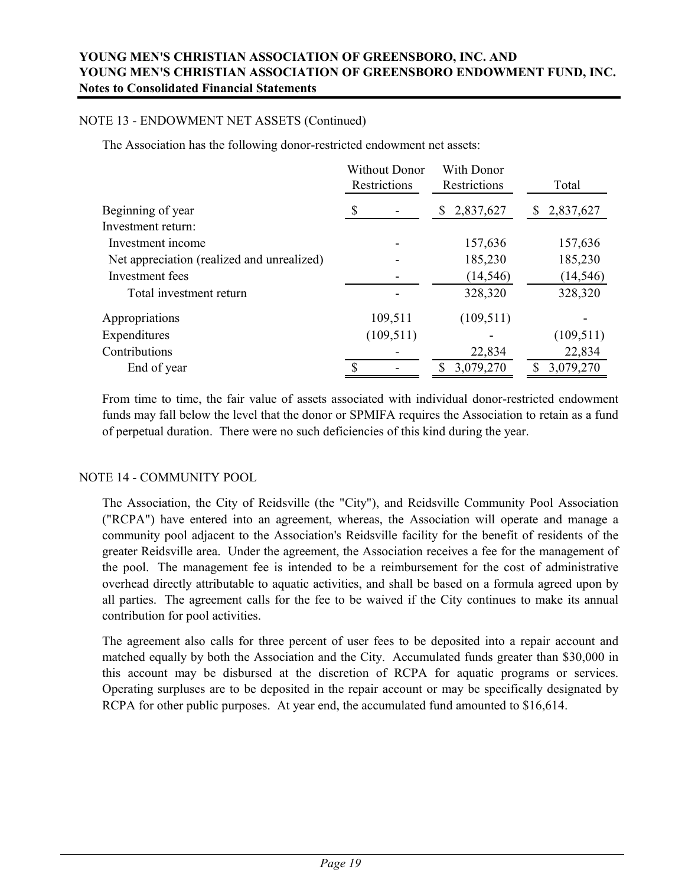NOTE 13 - ENDOWMENT NET ASSETS (Continued)

The Association has the following donor-restricted endowment net assets:

| | Without Donor Restrictions | With Donor Restrictions | Total |
|---|---|---|---|
| Beginning of year | $ - | $ 2,837,627 | $ 2,837,627 |
| Investment return: | | | |
| Investment income | - | 157,636 | 157,636 |
| Net appreciation (realized and unrealized) | - | 185,230 | 185,230 |
| Investment fees | - | (14,546) | (14,546) |
| Total investment return | - | 328,320 | 328,320 |
| Appropriations | 109,511 | (109,511) | - |
| Expenditures | (109,511) | - | (109,511) |
| Contributions | - | 22,834 | 22,834 |
| End of year | $ - | $ 3,079,270 | $ 3,079,270 |

From time to time, the fair value of assets associated with individual donor-restricted endowment funds may fall below the level that the donor or SPMIFA requires the Association to retain as a fund of perpetual duration. There were no such deficiencies of this kind during the year.

NOTE 14 - COMMUNITY POOL

The Association, the City of Reidsville (the "City"), and Reidsville Community Pool Association ("RCPA") have entered into an agreement, whereas, the Association will operate and manage a community pool adjacent to the Association's Reidsville facility for the benefit of residents of the greater Reidsville area. Under the agreement, the Association receives a fee for the management of the pool. The management fee is intended to be a reimbursement for the cost of administrative overhead directly attributable to aquatic activities, and shall be based on a formula agreed upon by all parties. The agreement calls for the fee to be waived if the City continues to make its annual contribution for pool activities.

The agreement also calls for three percent of user fees to be deposited into a repair account and matched equally by both the Association and the City. Accumulated funds greater than $30,000 in this account may be disbursed at the discretion of RCPA for aquatic programs or services. Operating surpluses are to be deposited in the repair account or may be specifically designated by RCPA for other public purposes. At year end, the accumulated fund amounted to $16,614.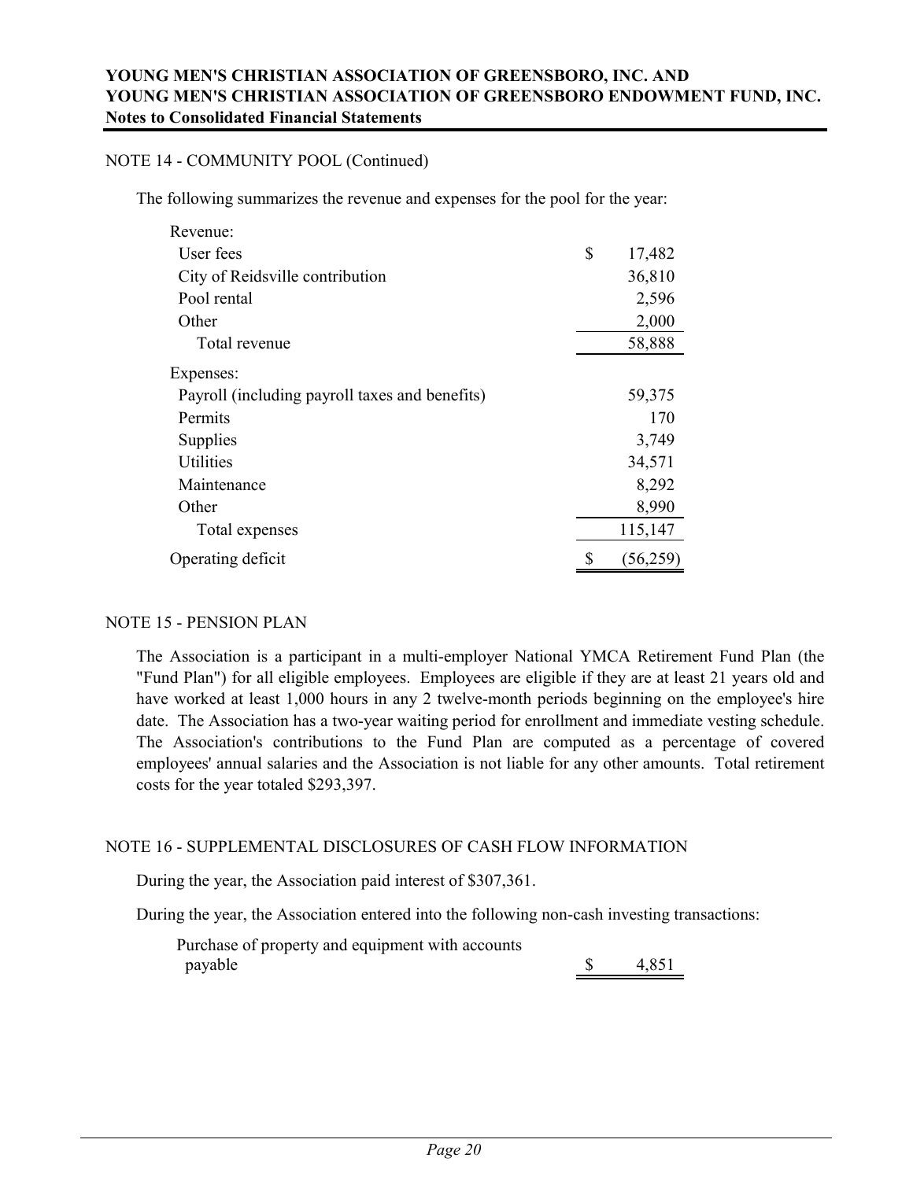## NOTE 14 - COMMUNITY POOL (Continued)

The following summarizes the revenue and expenses for the pool for the year:

| | |
|---|---|
| Revenue: | |
| User fees | $ 17,482 |
| City of Reidsville contribution | 36,810 |
| Pool rental | 2,596 |
| Other | 2,000 |
| Total revenue | 58,888 |
| Expenses: | |
| Payroll (including payroll taxes and benefits) | 59,375 |
| Permits | 170 |
| Supplies | 3,749 |
| Utilities | 34,571 |
| Maintenance | 8,292 |
| Other | 8,990 |
| Total expenses | 115,147 |
| Operating deficit | $ (56,259) |

## NOTE 15 - PENSION PLAN

The Association is a participant in a multi-employer National YMCA Retirement Fund Plan (the "Fund Plan") for all eligible employees. Employees are eligible if they are at least 21 years old and have worked at least 1,000 hours in any 2 twelve-month periods beginning on the employee's hire date. The Association has a two-year waiting period for enrollment and immediate vesting schedule. The Association's contributions to the Fund Plan are computed as a percentage of covered employees' annual salaries and the Association is not liable for any other amounts. Total retirement costs for the year totaled $293,397.

## NOTE 16 - SUPPLEMENTAL DISCLOSURES OF CASH FLOW INFORMATION

During the year, the Association paid interest of $307,361.

During the year, the Association entered into the following non-cash investing transactions:

| | |
|---|---|
| Purchase of property and equipment with accounts payable | $ 4,851 |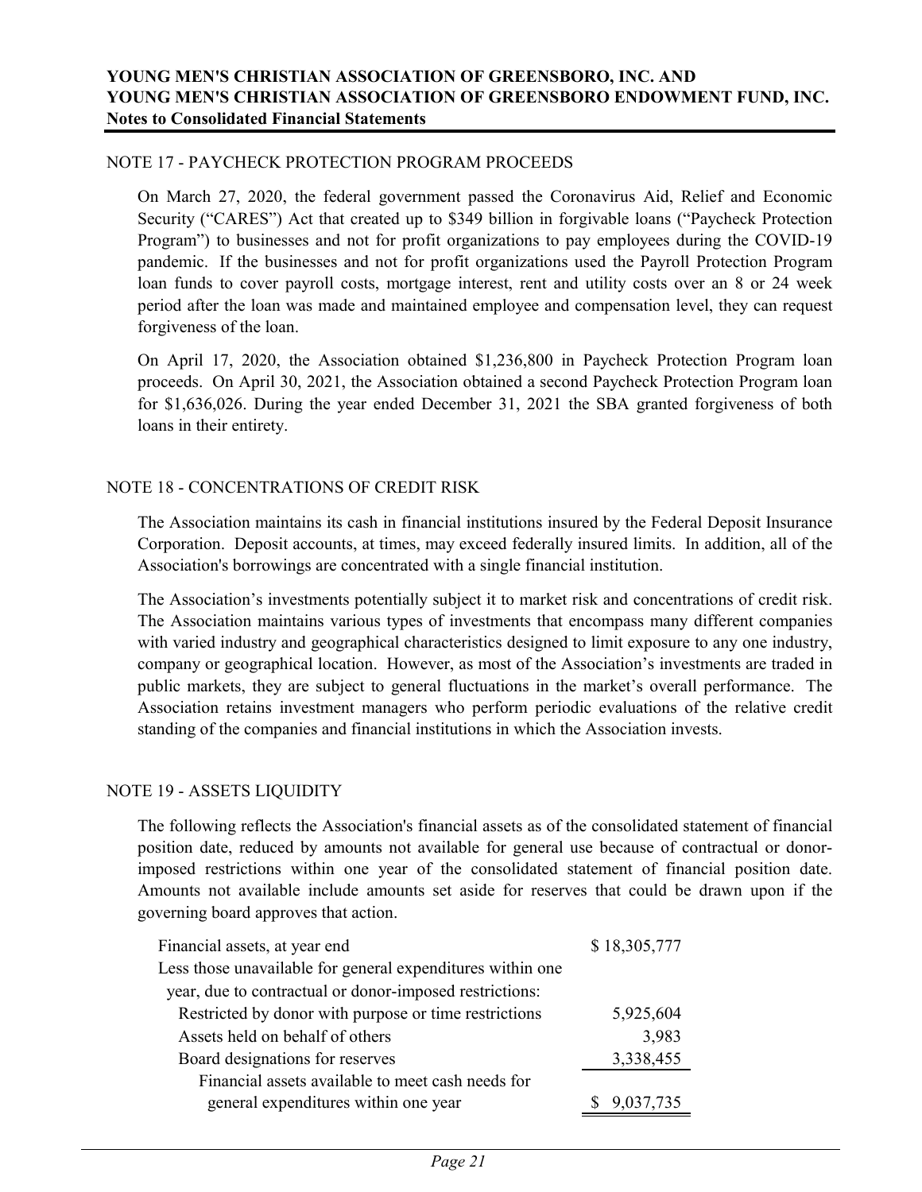## NOTE 17 - PAYCHECK PROTECTION PROGRAM PROCEEDS

On March 27, 2020, the federal government passed the Coronavirus Aid, Relief and Economic Security ("CARES") Act that created up to $349 billion in forgivable loans ("Paycheck Protection Program") to businesses and not for profit organizations to pay employees during the COVID-19 pandemic. If the businesses and not for profit organizations used the Payroll Protection Program loan funds to cover payroll costs, mortgage interest, rent and utility costs over an 8 or 24 week period after the loan was made and maintained employee and compensation level, they can request forgiveness of the loan.

On April 17, 2020, the Association obtained $1,236,800 in Paycheck Protection Program loan proceeds. On April 30, 2021, the Association obtained a second Paycheck Protection Program loan for $1,636,026. During the year ended December 31, 2021 the SBA granted forgiveness of both loans in their entirety.

## NOTE 18 - CONCENTRATIONS OF CREDIT RISK

The Association maintains its cash in financial institutions insured by the Federal Deposit Insurance Corporation. Deposit accounts, at times, may exceed federally insured limits. In addition, all of the Association's borrowings are concentrated with a single financial institution.

The Association's investments potentially subject it to market risk and concentrations of credit risk. The Association maintains various types of investments that encompass many different companies with varied industry and geographical characteristics designed to limit exposure to any one industry, company or geographical location. However, as most of the Association's investments are traded in public markets, they are subject to general fluctuations in the market's overall performance. The Association retains investment managers who perform periodic evaluations of the relative credit standing of the companies and financial institutions in which the Association invests.

## NOTE 19 - ASSETS LIQUIDITY

The following reflects the Association's financial assets as of the consolidated statement of financial position date, reduced by amounts not available for general use because of contractual or donor-imposed restrictions within one year of the consolidated statement of financial position date. Amounts not available include amounts set aside for reserves that could be drawn upon if the governing board approves that action.

| | |
|---|---|
| Financial assets, at year end | $ 18,305,777 |
| Less those unavailable for general expenditures within one year, due to contractual or donor-imposed restrictions: | |
| Restricted by donor with purpose or time restrictions | 5,925,604 |
| Assets held on behalf of others | 3,983 |
| Board designations for reserves | 3,338,455 |
| Financial assets available to meet cash needs for general expenditures within one year | $ 9,037,735 |